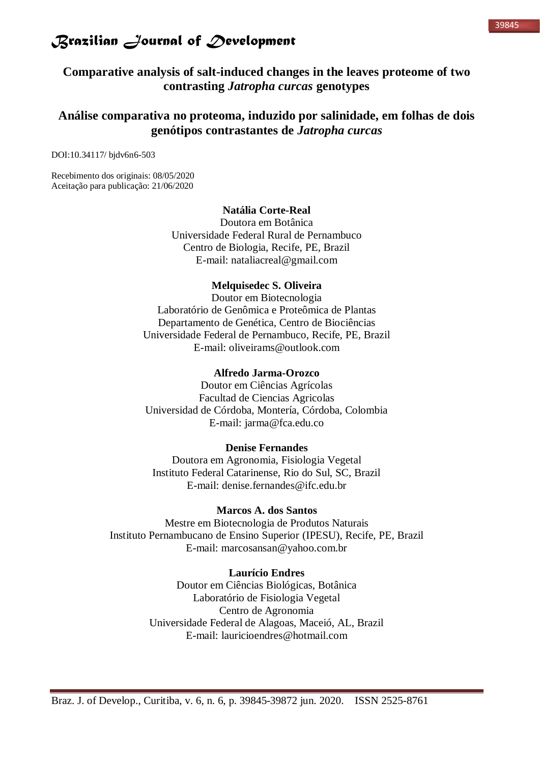# Comparative analysis of salt-induced changes in the leaves proteome of two contrasting *Jatropha curcas* genotypes

# Análise comparativa no proteoma, induzido por salinidade, em folhas de dois genótipos contrastantes de *Jatropha curcas*

DOI:10.34117/ bjdv6n6-503

Recebimento dos originais: 08/05/2020
Aceitação para publicação: 21/06/2020

**Natália Corte-Real**
Doutora em Botânica
Universidade Federal Rural de Pernambuco
Centro de Biologia, Recife, PE, Brazil
E-mail: nataliacreal@gmail.com

**Melquisedec S. Oliveira**
Doutor em Biotecnologia
Laboratório de Genômica e Proteômica de Plantas
Departamento de Genética, Centro de Biociências
Universidade Federal de Pernambuco, Recife, PE, Brazil
E-mail: oliveirams@outlook.com

**Alfredo Jarma-Orozco**
Doutor em Ciências Agrícolas
Facultad de Ciencias Agricolas
Universidad de Córdoba, Montería, Córdoba, Colombia
E-mail: jarma@fca.edu.co

**Denise Fernandes**
Doutora em Agronomia, Fisiologia Vegetal
Instituto Federal Catarinense, Rio do Sul, SC, Brazil
E-mail: denise.fernandes@ifc.edu.br

**Marcos A. dos Santos**
Mestre em Biotecnologia de Produtos Naturais
Instituto Pernambucano de Ensino Superior (IPESU), Recife, PE, Brazil
E-mail: marcosansan@yahoo.com.br

**Laurício Endres**
Doutor em Ciências Biológicas, Botânica
Laboratório de Fisiologia Vegetal
Centro de Agronomia
Universidade Federal de Alagoas, Maceió, AL, Brazil
E-mail: lauricioendres@hotmail.com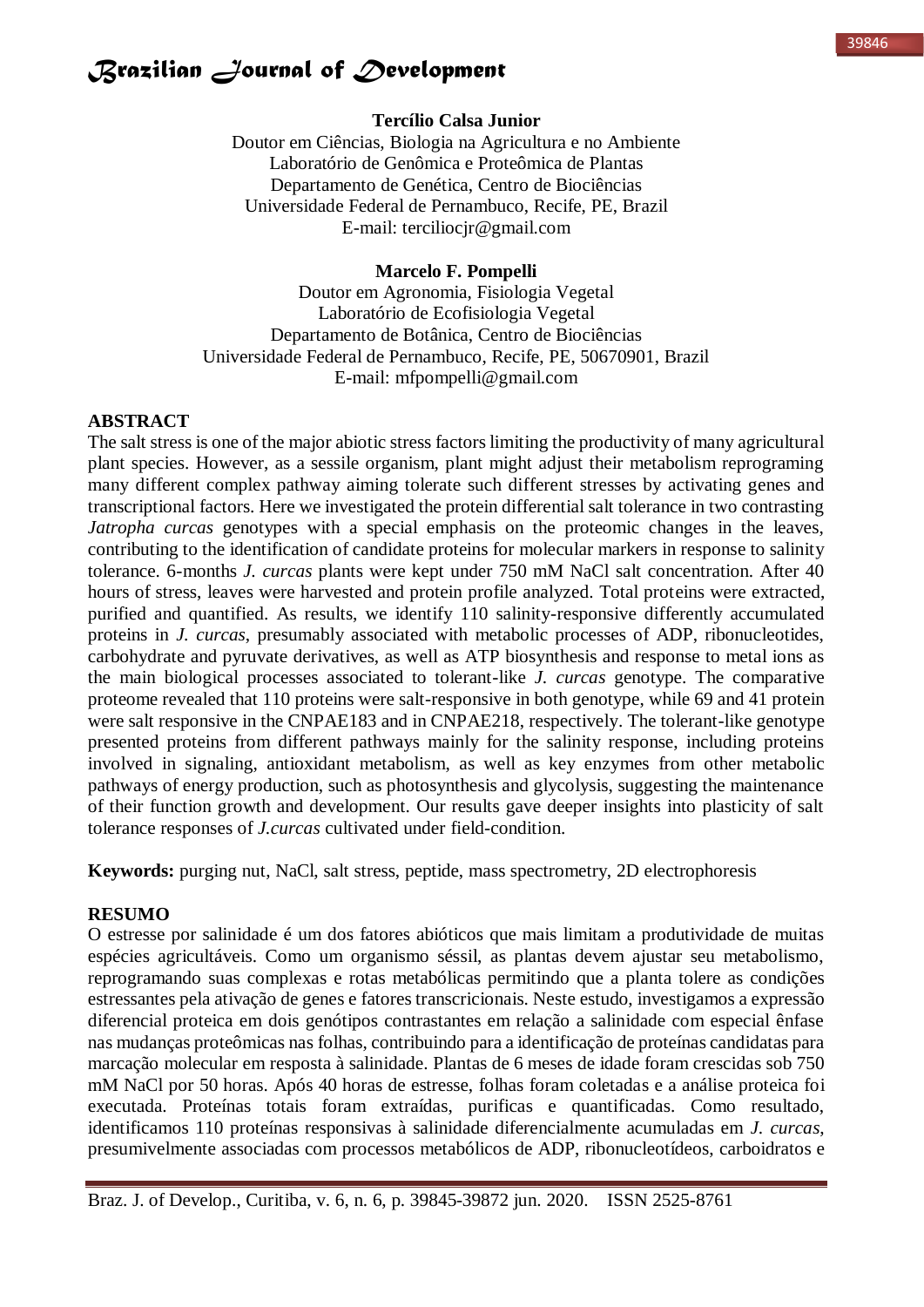**Tercílio Calsa Junior**

Doutor em Ciências, Biologia na Agricultura e no Ambiente
Laboratório de Genômica e Proteômica de Plantas
Departamento de Genética, Centro de Biociências
Universidade Federal de Pernambuco, Recife, PE, Brazil
E-mail: terciliocjr@gmail.com

**Marcelo F. Pompelli**

Doutor em Agronomia, Fisiologia Vegetal
Laboratório de Ecofisiologia Vegetal
Departamento de Botânica, Centro de Biociências
Universidade Federal de Pernambuco, Recife, PE, 50670901, Brazil
E-mail: mfpompelli@gmail.com

## ABSTRACT

The salt stress is one of the major abiotic stress factors limiting the productivity of many agricultural plant species. However, as a sessile organism, plant might adjust their metabolism reprograming many different complex pathway aiming tolerate such different stresses by activating genes and transcriptional factors. Here we investigated the protein differential salt tolerance in two contrasting *Jatropha curcas* genotypes with a special emphasis on the proteomic changes in the leaves, contributing to the identification of candidate proteins for molecular markers in response to salinity tolerance. 6-months *J. curcas* plants were kept under 750 mM NaCl salt concentration. After 40 hours of stress, leaves were harvested and protein profile analyzed. Total proteins were extracted, purified and quantified. As results, we identify 110 salinity-responsive differently accumulated proteins in *J. curcas*, presumably associated with metabolic processes of ADP, ribonucleotides, carbohydrate and pyruvate derivatives, as well as ATP biosynthesis and response to metal ions as the main biological processes associated to tolerant-like *J. curcas* genotype. The comparative proteome revealed that 110 proteins were salt-responsive in both genotype, while 69 and 41 protein were salt responsive in the CNPAE183 and in CNPAE218, respectively. The tolerant-like genotype presented proteins from different pathways mainly for the salinity response, including proteins involved in signaling, antioxidant metabolism, as well as key enzymes from other metabolic pathways of energy production, such as photosynthesis and glycolysis, suggesting the maintenance of their function growth and development. Our results gave deeper insights into plasticity of salt tolerance responses of *J.curcas* cultivated under field-condition.

**Keywords:** purging nut, NaCl, salt stress, peptide, mass spectrometry, 2D electrophoresis

## RESUMO

O estresse por salinidade é um dos fatores abióticos que mais limitam a produtividade de muitas espécies agricultáveis. Como um organismo séssil, as plantas devem ajustar seu metabolismo, reprogramando suas complexas e rotas metabólicas permitindo que a planta tolere as condições estressantes pela ativação de genes e fatores transcricionais. Neste estudo, investigamos a expressão diferencial proteica em dois genótipos contrastantes em relação a salinidade com especial ênfase nas mudanças proteômicas nas folhas, contribuindo para a identificação de proteínas candidatas para marcação molecular em resposta à salinidade. Plantas de 6 meses de idade foram crescidas sob 750 mM NaCl por 50 horas. Após 40 horas de estresse, folhas foram coletadas e a análise proteica foi executada. Proteínas totais foram extraídas, purificas e quantificadas. Como resultado, identificamos 110 proteínas responsivas à salinidade diferencialmente acumuladas em *J. curcas*, presumivelmente associadas com processos metabólicos de ADP, ribonucleotídeos, carboidratos e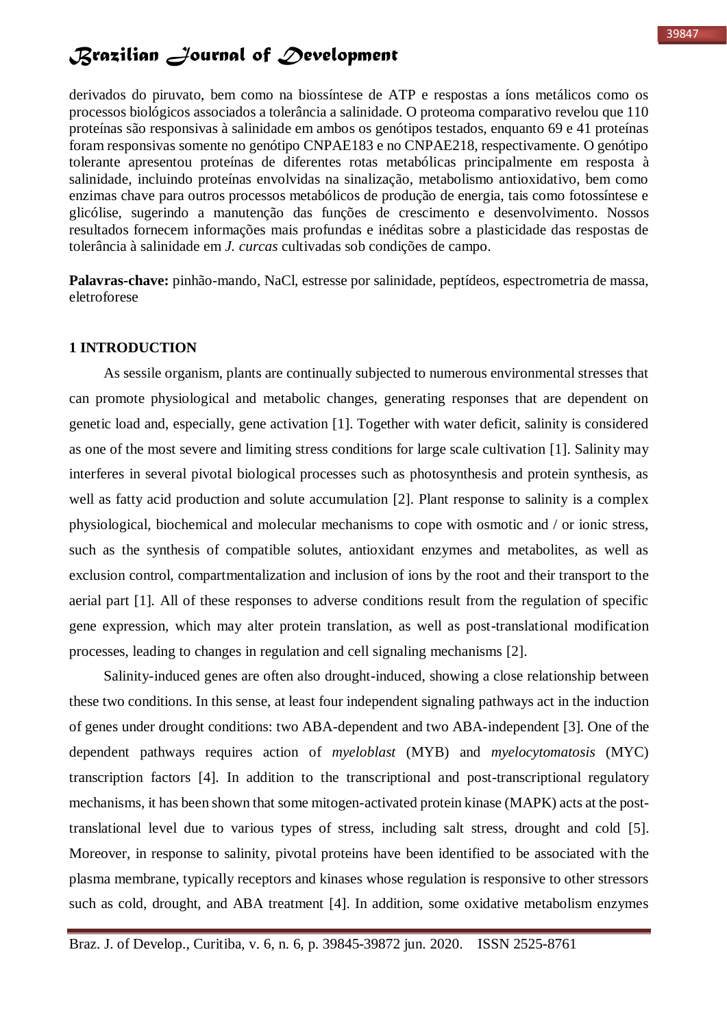derivados do piruvato, bem como na biossíntese de ATP e respostas a íons metálicos como os processos biológicos associados a tolerância a salinidade. O proteoma comparativo revelou que 110 proteínas são responsivas à salinidade em ambos os genótipos testados, enquanto 69 e 41 proteínas foram responsivas somente no genótipo CNPAE183 e no CNPAE218, respectivamente. O genótipo tolerante apresentou proteínas de diferentes rotas metabólicas principalmente em resposta à salinidade, incluindo proteínas envolvidas na sinalização, metabolismo antioxidativo, bem como enzimas chave para outros processos metabólicos de produção de energia, tais como fotossíntese e glicólise, sugerindo a manutenção das funções de crescimento e desenvolvimento. Nossos resultados fornecem informações mais profundas e inéditas sobre a plasticidade das respostas de tolerância à salinidade em *J. curcas* cultivadas sob condições de campo.

**Palavras-chave:** pinhão-mando, NaCl, estresse por salinidade, peptídeos, espectrometria de massa, eletroforese

## 1 INTRODUCTION

As sessile organism, plants are continually subjected to numerous environmental stresses that can promote physiological and metabolic changes, generating responses that are dependent on genetic load and, especially, gene activation [1]. Together with water deficit, salinity is considered as one of the most severe and limiting stress conditions for large scale cultivation [1]. Salinity may interferes in several pivotal biological processes such as photosynthesis and protein synthesis, as well as fatty acid production and solute accumulation [2]. Plant response to salinity is a complex physiological, biochemical and molecular mechanisms to cope with osmotic and / or ionic stress, such as the synthesis of compatible solutes, antioxidant enzymes and metabolites, as well as exclusion control, compartmentalization and inclusion of ions by the root and their transport to the aerial part [1]. All of these responses to adverse conditions result from the regulation of specific gene expression, which may alter protein translation, as well as post-translational modification processes, leading to changes in regulation and cell signaling mechanisms [2].

Salinity-induced genes are often also drought-induced, showing a close relationship between these two conditions. In this sense, at least four independent signaling pathways act in the induction of genes under drought conditions: two ABA-dependent and two ABA-independent [3]. One of the dependent pathways requires action of *myeloblast* (MYB) and *myelocytomatosis* (MYC) transcription factors [4]. In addition to the transcriptional and post-transcriptional regulatory mechanisms, it has been shown that some mitogen-activated protein kinase (MAPK) acts at the post-translational level due to various types of stress, including salt stress, drought and cold [5]. Moreover, in response to salinity, pivotal proteins have been identified to be associated with the plasma membrane, typically receptors and kinases whose regulation is responsive to other stressors such as cold, drought, and ABA treatment [4]. In addition, some oxidative metabolism enzymes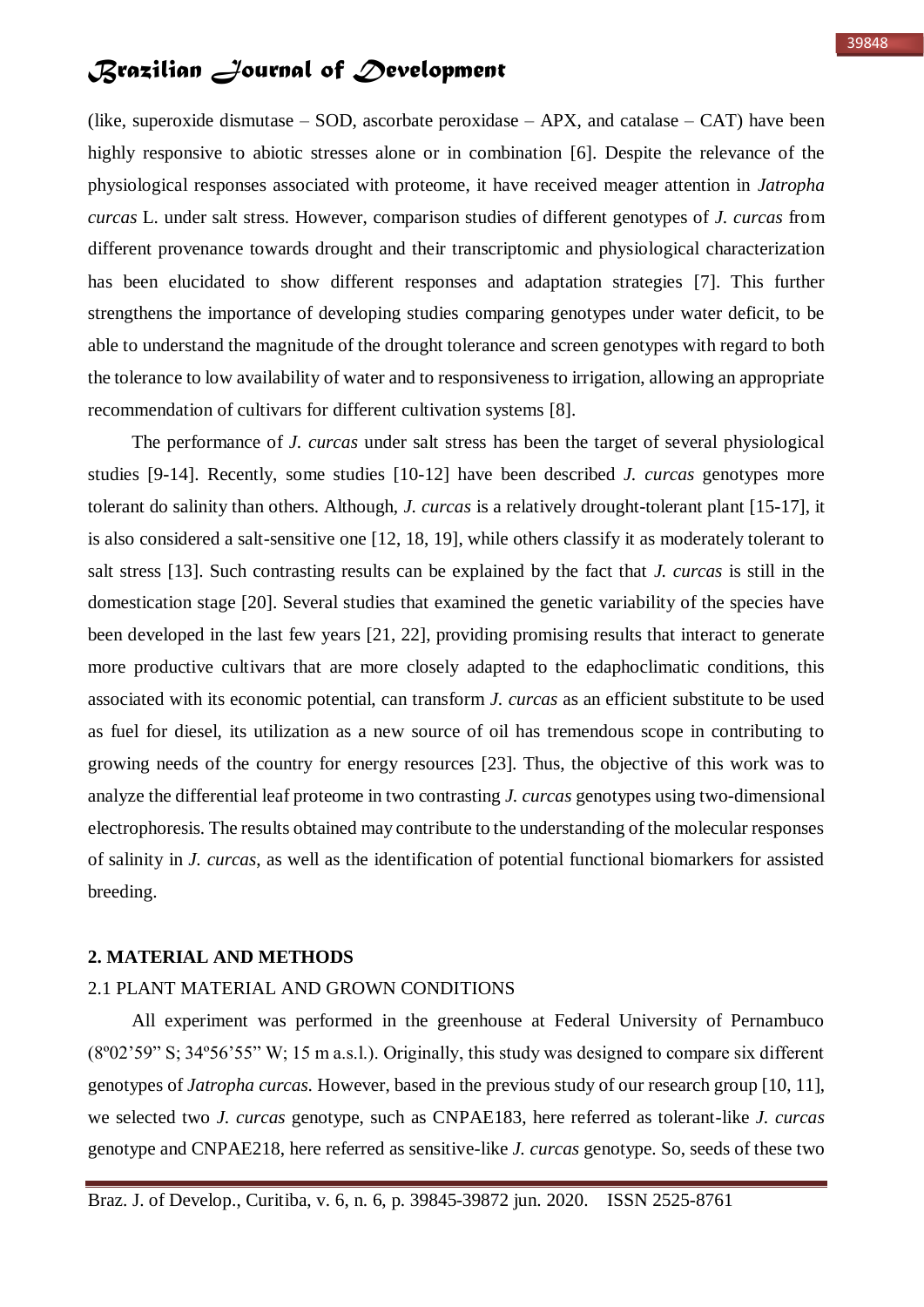(like, superoxide dismutase – SOD, ascorbate peroxidase – APX, and catalase – CAT) have been highly responsive to abiotic stresses alone or in combination [6]. Despite the relevance of the physiological responses associated with proteome, it have received meager attention in *Jatropha curcas* L. under salt stress. However, comparison studies of different genotypes of *J. curcas* from different provenance towards drought and their transcriptomic and physiological characterization has been elucidated to show different responses and adaptation strategies [7]. This further strengthens the importance of developing studies comparing genotypes under water deficit, to be able to understand the magnitude of the drought tolerance and screen genotypes with regard to both the tolerance to low availability of water and to responsiveness to irrigation, allowing an appropriate recommendation of cultivars for different cultivation systems [8].

The performance of *J. curcas* under salt stress has been the target of several physiological studies [9-14]. Recently, some studies [10-12] have been described *J. curcas* genotypes more tolerant do salinity than others. Although, *J. curcas* is a relatively drought-tolerant plant [15-17], it is also considered a salt-sensitive one [12, 18, 19], while others classify it as moderately tolerant to salt stress [13]. Such contrasting results can be explained by the fact that *J. curcas* is still in the domestication stage [20]. Several studies that examined the genetic variability of the species have been developed in the last few years [21, 22], providing promising results that interact to generate more productive cultivars that are more closely adapted to the edaphoclimatic conditions, this associated with its economic potential, can transform *J. curcas* as an efficient substitute to be used as fuel for diesel, its utilization as a new source of oil has tremendous scope in contributing to growing needs of the country for energy resources [23]. Thus, the objective of this work was to analyze the differential leaf proteome in two contrasting *J. curcas* genotypes using two-dimensional electrophoresis. The results obtained may contribute to the understanding of the molecular responses of salinity in *J. curcas*, as well as the identification of potential functional biomarkers for assisted breeding.

## 2. MATERIAL AND METHODS

### 2.1 PLANT MATERIAL AND GROWN CONDITIONS

All experiment was performed in the greenhouse at Federal University of Pernambuco (8º02'59" S; 34º56'55" W; 15 m a.s.l.). Originally, this study was designed to compare six different genotypes of *Jatropha curcas*. However, based in the previous study of our research group [10, 11], we selected two *J. curcas* genotype, such as CNPAE183, here referred as tolerant-like *J. curcas* genotype and CNPAE218, here referred as sensitive-like *J. curcas* genotype. So, seeds of these two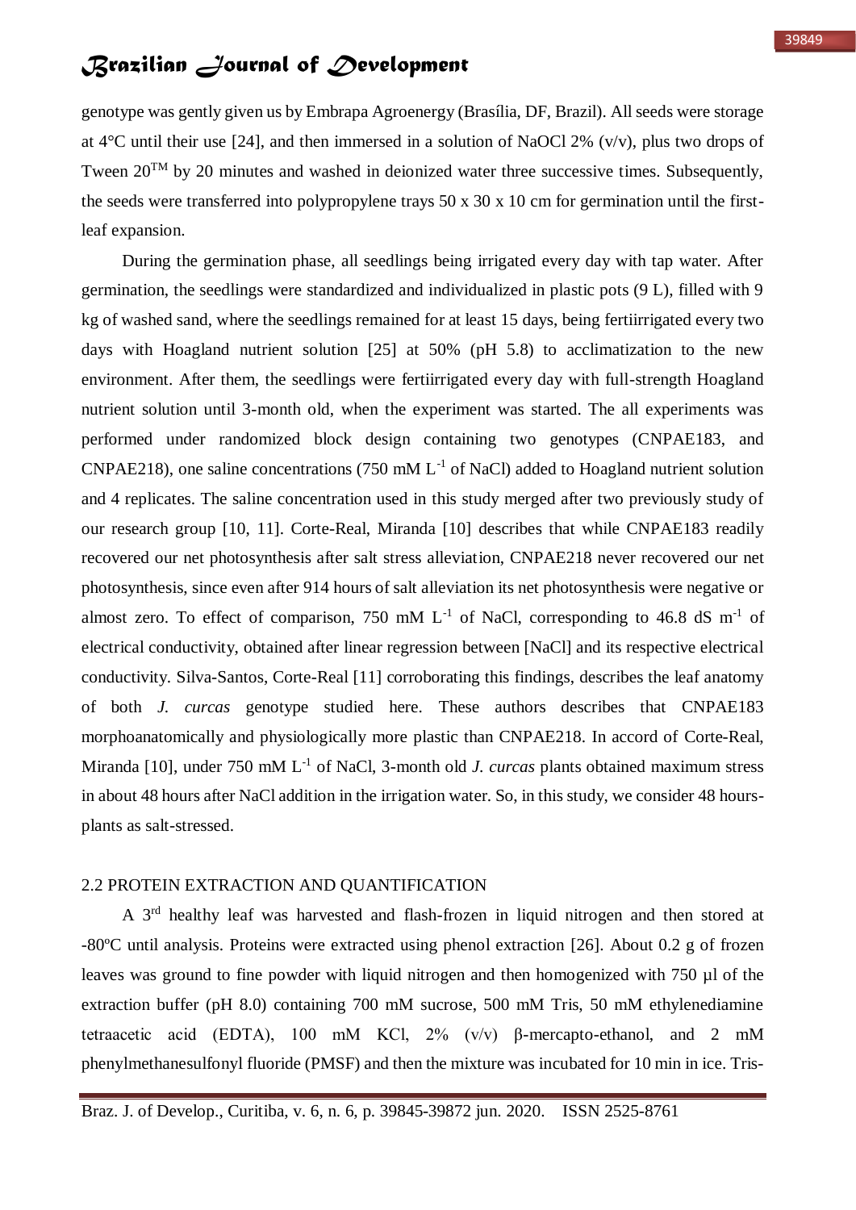genotype was gently given us by Embrapa Agroenergy (Brasília, DF, Brazil). All seeds were storage at 4°C until their use [24], and then immersed in a solution of NaOCl 2% (v/v), plus two drops of Tween 20$^{TM}$ by 20 minutes and washed in deionized water three successive times. Subsequently, the seeds were transferred into polypropylene trays 50 x 30 x 10 cm for germination until the first-leaf expansion.

During the germination phase, all seedlings being irrigated every day with tap water. After germination, the seedlings were standardized and individualized in plastic pots (9 L), filled with 9 kg of washed sand, where the seedlings remained for at least 15 days, being fertiirrigated every two days with Hoagland nutrient solution [25] at 50% (pH 5.8) to acclimatization to the new environment. After them, the seedlings were fertiirrigated every day with full-strength Hoagland nutrient solution until 3-month old, when the experiment was started. The all experiments was performed under randomized block design containing two genotypes (CNPAE183, and CNPAE218), one saline concentrations (750 mM $L^{-1}$ of NaCl) added to Hoagland nutrient solution and 4 replicates. The saline concentration used in this study merged after two previously study of our research group [10, 11]. Corte-Real, Miranda [10] describes that while CNPAE183 readily recovered our net photosynthesis after salt stress alleviation, CNPAE218 never recovered our net photosynthesis, since even after 914 hours of salt alleviation its net photosynthesis were negative or almost zero. To effect of comparison, 750 mM $L^{-1}$ of NaCl, corresponding to 46.8 dS $m^{-1}$ of electrical conductivity, obtained after linear regression between [NaCl] and its respective electrical conductivity. Silva-Santos, Corte-Real [11] corroborating this findings, describes the leaf anatomy of both *J. curcas* genotype studied here. These authors describes that CNPAE183 morphoanatomically and physiologically more plastic than CNPAE218. In accord of Corte-Real, Miranda [10], under 750 mM $L^{-1}$ of NaCl, 3-month old *J. curcas* plants obtained maximum stress in about 48 hours after NaCl addition in the irrigation water. So, in this study, we consider 48 hours-plants as salt-stressed.

## 2.2 PROTEIN EXTRACTION AND QUANTIFICATION

A 3$^{rd}$ healthy leaf was harvested and flash-frozen in liquid nitrogen and then stored at -80ºC until analysis. Proteins were extracted using phenol extraction [26]. About 0.2 g of frozen leaves was ground to fine powder with liquid nitrogen and then homogenized with 750 µl of the extraction buffer (pH 8.0) containing 700 mM sucrose, 500 mM Tris, 50 mM ethylenediamine tetraacetic acid (EDTA), 100 mM KCl, 2% (v/v) β-mercapto-ethanol, and 2 mM phenylmethanesulfonyl fluoride (PMSF) and then the mixture was incubated for 10 min in ice. Tris-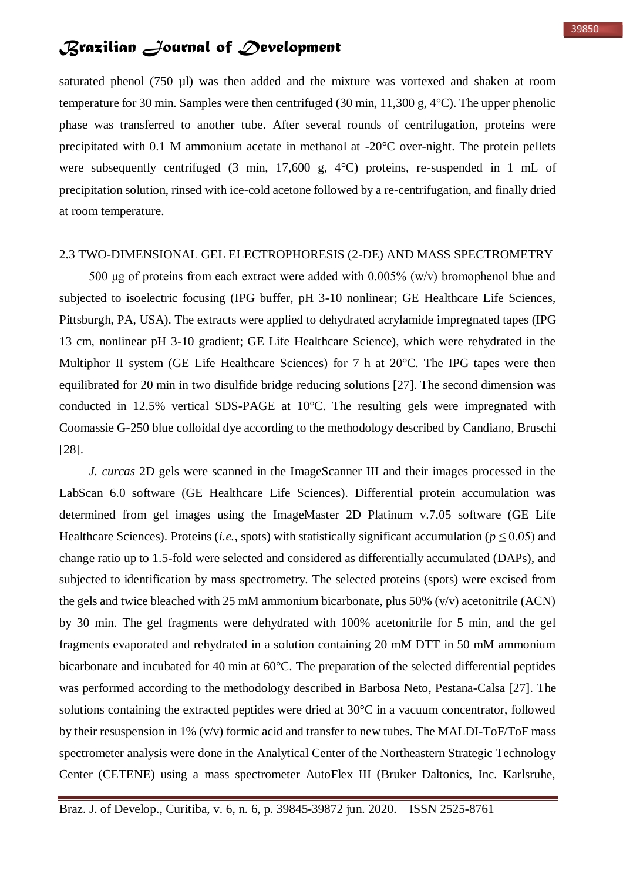saturated phenol (750 µl) was then added and the mixture was vortexed and shaken at room temperature for 30 min. Samples were then centrifuged (30 min, 11,300 g, 4°C). The upper phenolic phase was transferred to another tube. After several rounds of centrifugation, proteins were precipitated with 0.1 M ammonium acetate in methanol at -20°C over-night. The protein pellets were subsequently centrifuged (3 min, 17,600 g, 4°C) proteins, re-suspended in 1 mL of precipitation solution, rinsed with ice-cold acetone followed by a re-centrifugation, and finally dried at room temperature.

## 2.3 TWO-DIMENSIONAL GEL ELECTROPHORESIS (2-DE) AND MASS SPECTROMETRY

500 µg of proteins from each extract were added with 0.005% (w/v) bromophenol blue and subjected to isoelectric focusing (IPG buffer, pH 3-10 nonlinear; GE Healthcare Life Sciences, Pittsburgh, PA, USA). The extracts were applied to dehydrated acrylamide impregnated tapes (IPG 13 cm, nonlinear pH 3-10 gradient; GE Life Healthcare Science), which were rehydrated in the Multiphor II system (GE Life Healthcare Sciences) for 7 h at 20°C. The IPG tapes were then equilibrated for 20 min in two disulfide bridge reducing solutions [27]. The second dimension was conducted in 12.5% vertical SDS-PAGE at 10°C. The resulting gels were impregnated with Coomassie G-250 blue colloidal dye according to the methodology described by Candiano, Bruschi [28].

*J. curcas* 2D gels were scanned in the ImageScanner III and their images processed in the LabScan 6.0 software (GE Healthcare Life Sciences). Differential protein accumulation was determined from gel images using the ImageMaster 2D Platinum v.7.05 software (GE Life Healthcare Sciences). Proteins (*i.e.*, spots) with statistically significant accumulation ($p \leq 0.05$) and change ratio up to 1.5-fold were selected and considered as differentially accumulated (DAPs), and subjected to identification by mass spectrometry. The selected proteins (spots) were excised from the gels and twice bleached with 25 mM ammonium bicarbonate, plus 50% (v/v) acetonitrile (ACN) by 30 min. The gel fragments were dehydrated with 100% acetonitrile for 5 min, and the gel fragments evaporated and rehydrated in a solution containing 20 mM DTT in 50 mM ammonium bicarbonate and incubated for 40 min at 60°C. The preparation of the selected differential peptides was performed according to the methodology described in Barbosa Neto, Pestana-Calsa [27]. The solutions containing the extracted peptides were dried at 30°C in a vacuum concentrator, followed by their resuspension in 1% (v/v) formic acid and transfer to new tubes. The MALDI-ToF/ToF mass spectrometer analysis were done in the Analytical Center of the Northeastern Strategic Technology Center (CETENE) using a mass spectrometer AutoFlex III (Bruker Daltonics, Inc. Karlsruhe,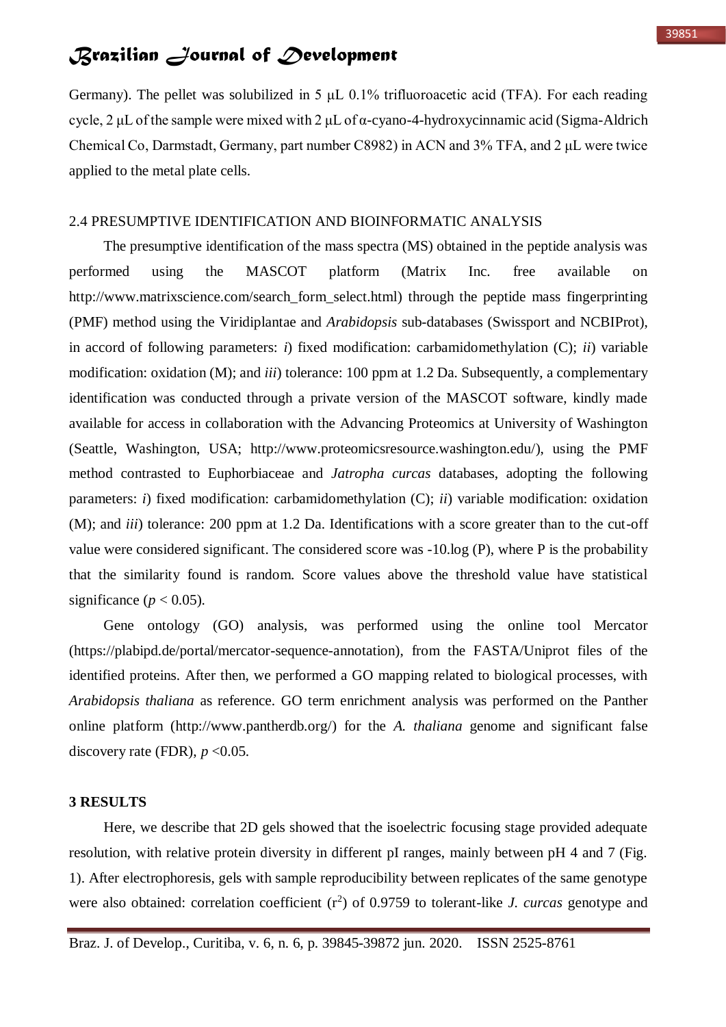Germany). The pellet was solubilized in 5 μL 0.1% trifluoroacetic acid (TFA). For each reading cycle, 2 μL of the sample were mixed with 2 μL of α-cyano-4-hydroxycinnamic acid (Sigma-Aldrich Chemical Co, Darmstadt, Germany, part number C8982) in ACN and 3% TFA, and 2 μL were twice applied to the metal plate cells.

## 2.4 PRESUMPTIVE IDENTIFICATION AND BIOINFORMATIC ANALYSIS

The presumptive identification of the mass spectra (MS) obtained in the peptide analysis was performed using the MASCOT platform (Matrix Inc. free available on http://www.matrixscience.com/search_form_select.html) through the peptide mass fingerprinting (PMF) method using the Viridiplantae and *Arabidopsis* sub-databases (Swissport and NCBIProt), in accord of following parameters: *i*) fixed modification: carbamidomethylation (C); *ii*) variable modification: oxidation (M); and *iii*) tolerance: 100 ppm at 1.2 Da. Subsequently, a complementary identification was conducted through a private version of the MASCOT software, kindly made available for access in collaboration with the Advancing Proteomics at University of Washington (Seattle, Washington, USA; http://www.proteomicsresource.washington.edu/), using the PMF method contrasted to Euphorbiaceae and *Jatropha curcas* databases, adopting the following parameters: *i*) fixed modification: carbamidomethylation (C); *ii*) variable modification: oxidation (M); and *iii*) tolerance: 200 ppm at 1.2 Da. Identifications with a score greater than to the cut-off value were considered significant. The considered score was -10.log (P), where P is the probability that the similarity found is random. Score values above the threshold value have statistical significance ($p < 0.05$).

Gene ontology (GO) analysis, was performed using the online tool Mercator (https://plabipd.de/portal/mercator-sequence-annotation), from the FASTA/Uniprot files of the identified proteins. After then, we performed a GO mapping related to biological processes, with *Arabidopsis thaliana* as reference. GO term enrichment analysis was performed on the Panther online platform (http://www.pantherdb.org/) for the *A. thaliana* genome and significant false discovery rate (FDR), $p < 0.05$.

## 3 RESULTS

Here, we describe that 2D gels showed that the isoelectric focusing stage provided adequate resolution, with relative protein diversity in different pI ranges, mainly between pH 4 and 7 (Fig. 1). After electrophoresis, gels with sample reproducibility between replicates of the same genotype were also obtained: correlation coefficient ($r^2$) of 0.9759 to tolerant-like *J. curcas* genotype and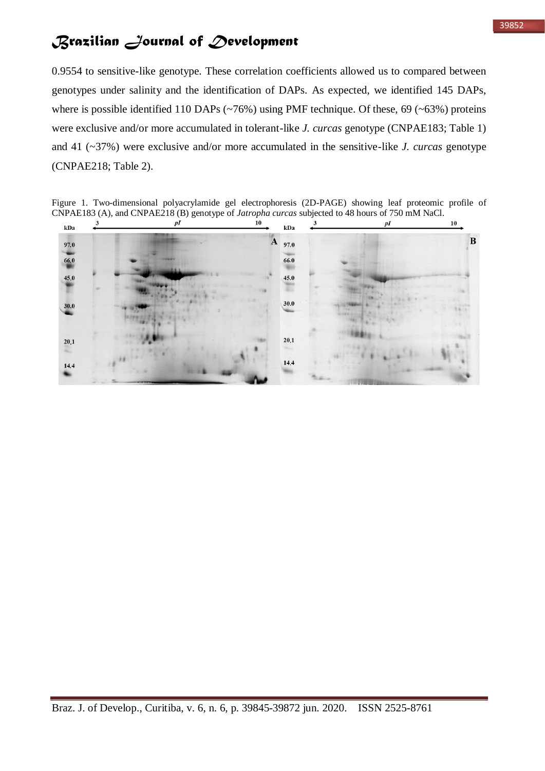0.9554 to sensitive-like genotype. These correlation coefficients allowed us to compared between genotypes under salinity and the identification of DAPs. As expected, we identified 145 DAPs, where is possible identified 110 DAPs (~76%) using PMF technique. Of these, 69 (~63%) proteins were exclusive and/or more accumulated in tolerant-like *J. curcas* genotype (CNPAE183; Table 1) and 41 (~37%) were exclusive and/or more accumulated in the sensitive-like *J. curcas* genotype (CNPAE218; Table 2).

Figure 1. Two-dimensional polyacrylamide gel electrophoresis (2D-PAGE) showing leaf proteomic profile of CNPAE183 (A), and CNPAE218 (B) genotype of *Jatropha curcas* subjected to 48 hours of 750 mM NaCl.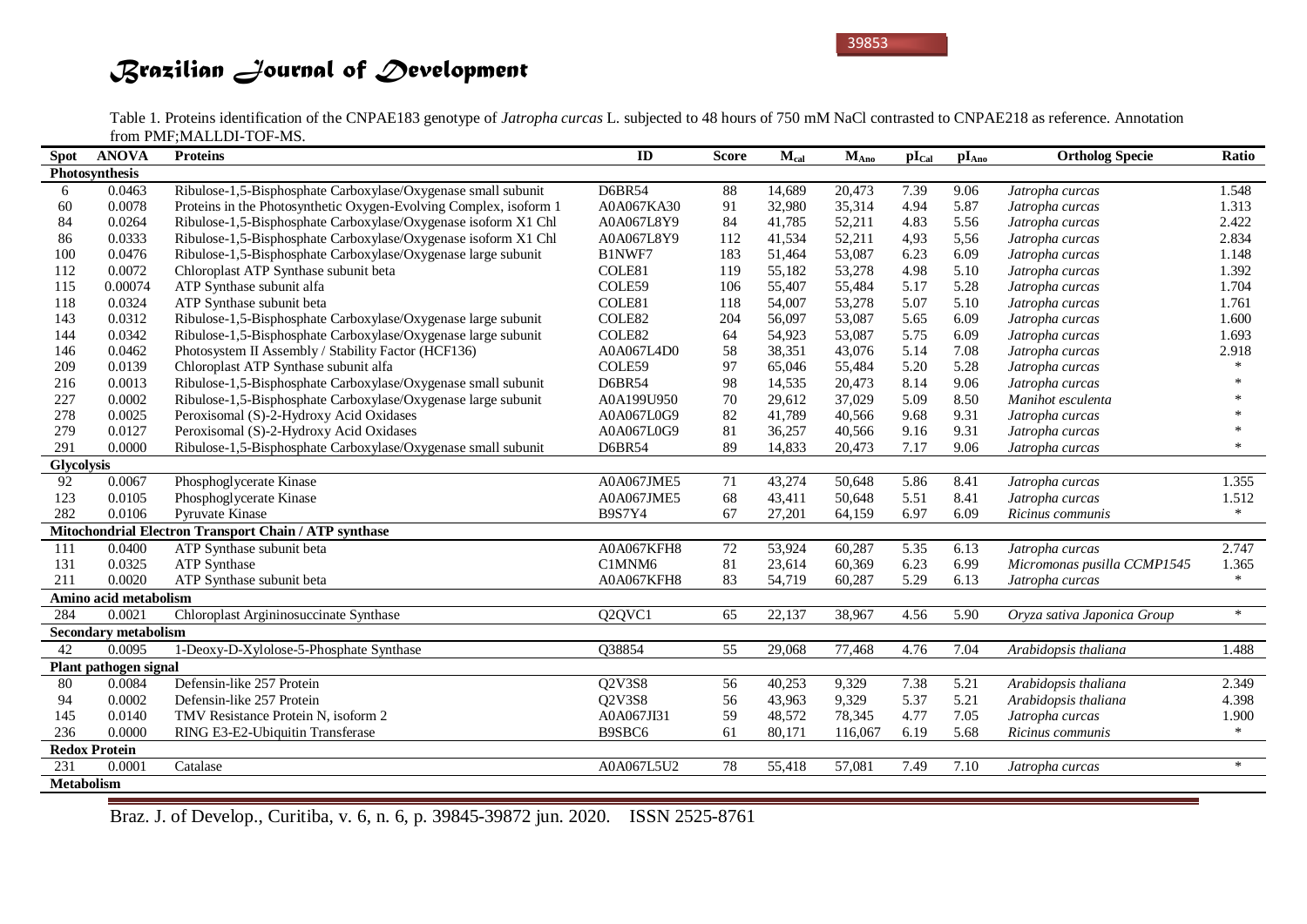Table 1. Proteins identification of the CNPAE183 genotype of *Jatropha curcas* L. subjected to 48 hours of 750 mM NaCl contrasted to CNPAE218 as reference. Annotation from PMF;MALLDI-TOF-MS.

| Spot | ANOVA | Proteins | ID | Score | $M_{cal}$ | $M_{Ano}$ | $pI_{Cal}$ | $pI_{Ano}$ | Ortholog Specie | Ratio |
|---|---|---|---|---|---|---|---|---|---|---|
| **Photosynthesis** | | | | | | | | | | |
| 6 | 0.0463 | Ribulose-1,5-Bisphosphate Carboxylase/Oxygenase small subunit | D6BR54 | 88 | 14,689 | 20,473 | 7.39 | 9.06 | *Jatropha curcas* | 1.548 |
| 60 | 0.0078 | Proteins in the Photosynthetic Oxygen-Evolving Complex, isoform 1 | A0A067KA30 | 91 | 32,980 | 35,314 | 4.94 | 5.87 | *Jatropha curcas* | 1.313 |
| 84 | 0.0264 | Ribulose-1,5-Bisphosphate Carboxylase/Oxygenase isoform X1 Chl | A0A067L8Y9 | 84 | 41,785 | 52,211 | 4.83 | 5.56 | *Jatropha curcas* | 2.422 |
| 86 | 0.0333 | Ribulose-1,5-Bisphosphate Carboxylase/Oxygenase isoform X1 Chl | A0A067L8Y9 | 112 | 41,534 | 52,211 | 4,93 | 5,56 | *Jatropha curcas* | 2.834 |
| 100 | 0.0476 | Ribulose-1,5-Bisphosphate Carboxylase/Oxygenase large subunit | B1NWF7 | 183 | 51,464 | 53,087 | 6.23 | 6.09 | *Jatropha curcas* | 1.148 |
| 112 | 0.0072 | Chloroplast ATP Synthase subunit beta | COLE81 | 119 | 55,182 | 53,278 | 4.98 | 5.10 | *Jatropha curcas* | 1.392 |
| 115 | 0.00074 | ATP Synthase subunit alfa | COLE59 | 106 | 55,407 | 55,484 | 5.17 | 5.28 | *Jatropha curcas* | 1.704 |
| 118 | 0.0324 | ATP Synthase subunit beta | COLE81 | 118 | 54,007 | 53,278 | 5.07 | 5.10 | *Jatropha curcas* | 1.761 |
| 143 | 0.0312 | Ribulose-1,5-Bisphosphate Carboxylase/Oxygenase large subunit | COLE82 | 204 | 56,097 | 53,087 | 5.65 | 6.09 | *Jatropha curcas* | 1.600 |
| 144 | 0.0342 | Ribulose-1,5-Bisphosphate Carboxylase/Oxygenase large subunit | COLE82 | 64 | 54,923 | 53,087 | 5.75 | 6.09 | *Jatropha curcas* | 1.693 |
| 146 | 0.0462 | Photosystem II Assembly / Stability Factor (HCF136) | A0A067L4D0 | 58 | 38,351 | 43,076 | 5.14 | 7.08 | *Jatropha curcas* | 2.918 |
| 209 | 0.0139 | Chloroplast ATP Synthase subunit alfa | COLE59 | 97 | 65,046 | 55,484 | 5.20 | 5.28 | *Jatropha curcas* | * |
| 216 | 0.0013 | Ribulose-1,5-Bisphosphate Carboxylase/Oxygenase small subunit | D6BR54 | 98 | 14,535 | 20,473 | 8.14 | 9.06 | *Jatropha curcas* | * |
| 227 | 0.0002 | Ribulose-1,5-Bisphosphate Carboxylase/Oxygenase large subunit | A0A199U950 | 70 | 29,612 | 37,029 | 5.09 | 8.50 | *Manihot esculenta* | * |
| 278 | 0.0025 | Peroxisomal (S)-2-Hydroxy Acid Oxidases | A0A067L0G9 | 82 | 41,789 | 40,566 | 9.68 | 9.31 | *Jatropha curcas* | * |
| 279 | 0.0127 | Peroxisomal (S)-2-Hydroxy Acid Oxidases | A0A067L0G9 | 81 | 36,257 | 40,566 | 9.16 | 9.31 | *Jatropha curcas* | * |
| 291 | 0.0000 | Ribulose-1,5-Bisphosphate Carboxylase/Oxygenase small subunit | D6BR54 | 89 | 14,833 | 20,473 | 7.17 | 9.06 | *Jatropha curcas* | * |
| **Glycolysis** | | | | | | | | | | |
| 92 | 0.0067 | Phosphoglycerate Kinase | A0A067JME5 | 71 | 43,274 | 50,648 | 5.86 | 8.41 | *Jatropha curcas* | 1.355 |
| 123 | 0.0105 | Phosphoglycerate Kinase | A0A067JME5 | 68 | 43,411 | 50,648 | 5.51 | 8.41 | *Jatropha curcas* | 1.512 |
| 282 | 0.0106 | Pyruvate Kinase | B9S7Y4 | 67 | 27,201 | 64,159 | 6.97 | 6.09 | *Ricinus communis* | * |
| **Mitochondrial Electron Transport Chain / ATP synthase** | | | | | | | | | | |
| 111 | 0.0400 | ATP Synthase subunit beta | A0A067KFH8 | 72 | 53,924 | 60,287 | 5.35 | 6.13 | *Jatropha curcas* | 2.747 |
| 131 | 0.0325 | ATP Synthase | C1MNM6 | 81 | 23,614 | 60,369 | 6.23 | 6.99 | *Micromonas pusilla CCMP1545* | 1.365 |
| 211 | 0.0020 | ATP Synthase subunit beta | A0A067KFH8 | 83 | 54,719 | 60,287 | 5.29 | 6.13 | *Jatropha curcas* | * |
| **Amino acid metabolism** | | | | | | | | | | |
| 284 | 0.0021 | Chloroplast Argininosuccinate Synthase | Q2QVC1 | 65 | 22,137 | 38,967 | 4.56 | 5.90 | *Oryza sativa Japonica Group* | * |
| **Secondary metabolism** | | | | | | | | | | |
| 42 | 0.0095 | 1-Deoxy-D-Xylolose-5-Phosphate Synthase | Q38854 | 55 | 29,068 | 77,468 | 4.76 | 7.04 | *Arabidopsis thaliana* | 1.488 |
| **Plant pathogen signal** | | | | | | | | | | |
| 80 | 0.0084 | Defensin-like 257 Protein | Q2V3S8 | 56 | 40,253 | 9,329 | 7.38 | 5.21 | *Arabidopsis thaliana* | 2.349 |
| 94 | 0.0002 | Defensin-like 257 Protein | Q2V3S8 | 56 | 43,963 | 9,329 | 5.37 | 5.21 | *Arabidopsis thaliana* | 4.398 |
| 145 | 0.0140 | TMV Resistance Protein N, isoform 2 | A0A067JI31 | 59 | 48,572 | 78,345 | 4.77 | 7.05 | *Jatropha curcas* | 1.900 |
| 236 | 0.0000 | RING E3-E2-Ubiquitin Transferase | B9SBC6 | 61 | 80,171 | 116,067 | 6.19 | 5.68 | *Ricinus communis* | * |
| **Redox Protein** | | | | | | | | | | |
| 231 | 0.0001 | Catalase | A0A067L5U2 | 78 | 55,418 | 57,081 | 7.49 | 7.10 | *Jatropha curcas* | * |
| **Metabolism** | | | | | | | | | | |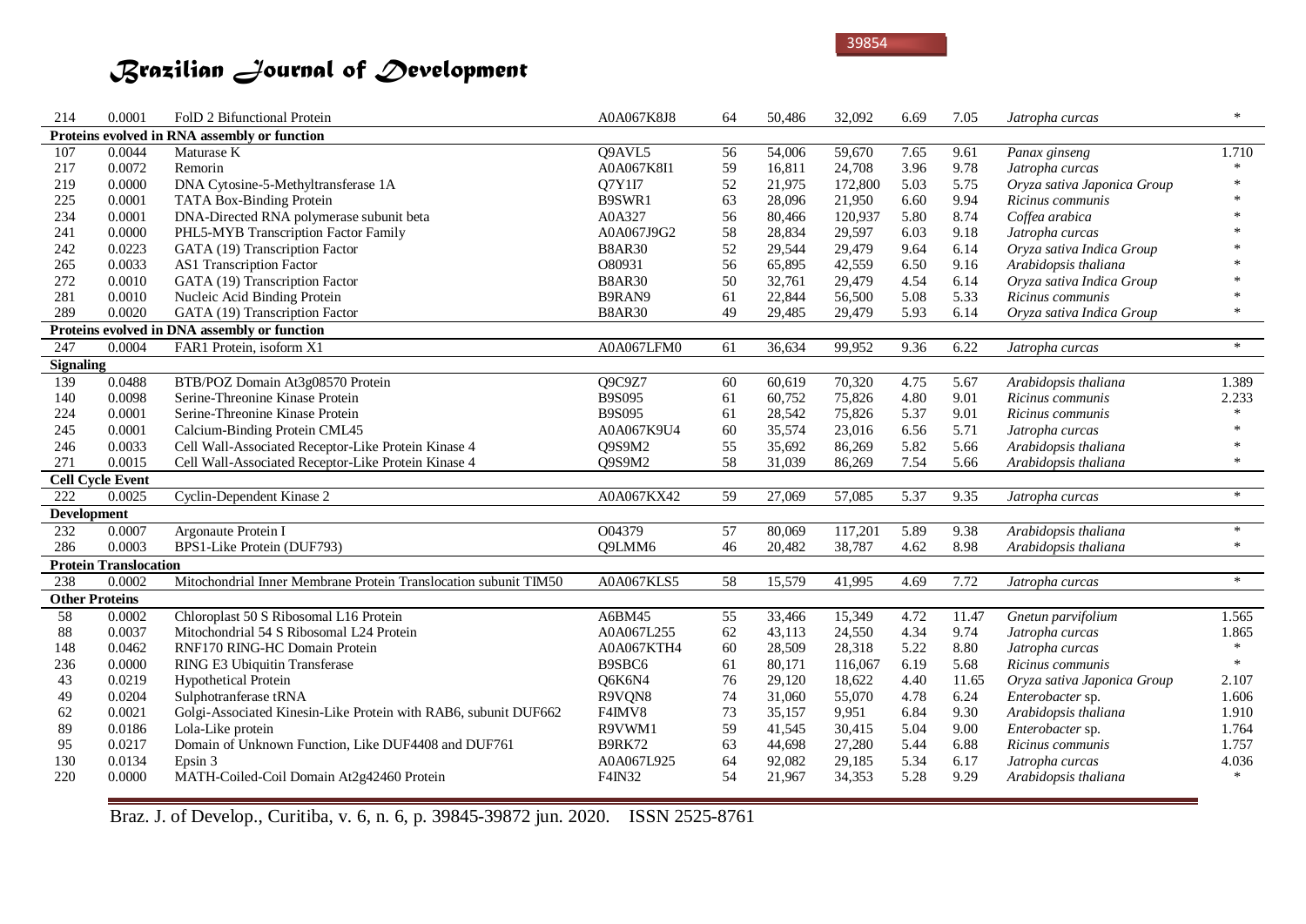| 214 | 0.0001 | FolD 2 Bifunctional Protein | A0A067K8J8 | 64 | 50,486 | 32,092 | 6.69 | 7.05 | *Jatropha curcas* | * |
|---|---|---|---|---|---|---|---|---|---|---|
| **Proteins evolved in RNA assembly or function** | | | | | | | | | | |
| 107 | 0.0044 | Maturase K | Q9AVL5 | 56 | 54,006 | 59,670 | 7.65 | 9.61 | *Panax ginseng* | 1.710 |
| 217 | 0.0072 | Remorin | A0A067K8I1 | 59 | 16,811 | 24,708 | 3.96 | 9.78 | *Jatropha curcas* | * |
| 219 | 0.0000 | DNA Cytosine-5-Methyltransferase 1A | Q7Y1I7 | 52 | 21,975 | 172,800 | 5.03 | 5.75 | *Oryza sativa Japonica Group* | * |
| 225 | 0.0001 | TATA Box-Binding Protein | B9SWR1 | 63 | 28,096 | 21,950 | 6.60 | 9.94 | *Ricinus communis* | * |
| 234 | 0.0001 | DNA-Directed RNA polymerase subunit beta | A0A327 | 56 | 80,466 | 120,937 | 5.80 | 8.74 | *Coffea arabica* | * |
| 241 | 0.0000 | PHL5-MYB Transcription Factor Family | A0A067J9G2 | 58 | 28,834 | 29,597 | 6.03 | 9.18 | *Jatropha curcas* | * |
| 242 | 0.0223 | GATA (19) Transcription Factor | B8AR30 | 52 | 29,544 | 29,479 | 9.64 | 6.14 | *Oryza sativa Indica Group* | * |
| 265 | 0.0033 | AS1 Transcription Factor | O80931 | 56 | 65,895 | 42,559 | 6.50 | 9.16 | *Arabidopsis thaliana* | * |
| 272 | 0.0010 | GATA (19) Transcription Factor | B8AR30 | 50 | 32,761 | 29,479 | 4.54 | 6.14 | *Oryza sativa Indica Group* | * |
| 281 | 0.0010 | Nucleic Acid Binding Protein | B9RAN9 | 61 | 22,844 | 56,500 | 5.08 | 5.33 | *Ricinus communis* | * |
| 289 | 0.0020 | GATA (19) Transcription Factor | B8AR30 | 49 | 29,485 | 29,479 | 5.93 | 6.14 | *Oryza sativa Indica Group* | * |
| **Proteins evolved in DNA assembly or function** | | | | | | | | | | |
| 247 | 0.0004 | FAR1 Protein, isoform X1 | A0A067LFM0 | 61 | 36,634 | 99,952 | 9.36 | 6.22 | *Jatropha curcas* | * |
| **Signaling** | | | | | | | | | | |
| 139 | 0.0488 | BTB/POZ Domain At3g08570 Protein | Q9C9Z7 | 60 | 60,619 | 70,320 | 4.75 | 5.67 | *Arabidopsis thaliana* | 1.389 |
| 140 | 0.0098 | Serine-Threonine Kinase Protein | B9S095 | 61 | 60,752 | 75,826 | 4.80 | 9.01 | *Ricinus communis* | 2.233 |
| 224 | 0.0001 | Serine-Threonine Kinase Protein | B9S095 | 61 | 28,542 | 75,826 | 5.37 | 9.01 | *Ricinus communis* | * |
| 245 | 0.0001 | Calcium-Binding Protein CML45 | A0A067K9U4 | 60 | 35,574 | 23,016 | 6.56 | 5.71 | *Jatropha curcas* | * |
| 246 | 0.0033 | Cell Wall-Associated Receptor-Like Protein Kinase 4 | Q9S9M2 | 55 | 35,692 | 86,269 | 5.82 | 5.66 | *Arabidopsis thaliana* | * |
| 271 | 0.0015 | Cell Wall-Associated Receptor-Like Protein Kinase 4 | Q9S9M2 | 58 | 31,039 | 86,269 | 7.54 | 5.66 | *Arabidopsis thaliana* | * |
| **Cell Cycle Event** | | | | | | | | | | |
| 222 | 0.0025 | Cyclin-Dependent Kinase 2 | A0A067KX42 | 59 | 27,069 | 57,085 | 5.37 | 9.35 | *Jatropha curcas* | * |
| **Development** | | | | | | | | | | |
| 232 | 0.0007 | Argonaute Protein I | O04379 | 57 | 80,069 | 117,201 | 5.89 | 9.38 | *Arabidopsis thaliana* | * |
| 286 | 0.0003 | BPS1-Like Protein (DUF793) | Q9LMM6 | 46 | 20,482 | 38,787 | 4.62 | 8.98 | *Arabidopsis thaliana* | * |
| **Protein Translocation** | | | | | | | | | | |
| 238 | 0.0002 | Mitochondrial Inner Membrane Protein Translocation subunit TIM50 | A0A067KLS5 | 58 | 15,579 | 41,995 | 4.69 | 7.72 | *Jatropha curcas* | * |
| **Other Proteins** | | | | | | | | | | |
| 58 | 0.0002 | Chloroplast 50 S Ribosomal L16 Protein | A6BM45 | 55 | 33,466 | 15,349 | 4.72 | 11.47 | *Gnetun parvifolium* | 1.565 |
| 88 | 0.0037 | Mitochondrial 54 S Ribosomal L24 Protein | A0A067L255 | 62 | 43,113 | 24,550 | 4.34 | 9.74 | *Jatropha curcas* | 1.865 |
| 148 | 0.0462 | RNF170 RING-HC Domain Protein | A0A067KTH4 | 60 | 28,509 | 28,318 | 5.22 | 8.80 | *Jatropha curcas* | * |
| 236 | 0.0000 | RING E3 Ubiquitin Transferase | B9SBC6 | 61 | 80,171 | 116,067 | 6.19 | 5.68 | *Ricinus communis* | * |
| 43 | 0.0219 | Hypothetical Protein | Q6K6N4 | 76 | 29,120 | 18,622 | 4.40 | 11.65 | *Oryza sativa Japonica Group* | 2.107 |
| 49 | 0.0204 | Sulphotranferase tRNA | R9VQN8 | 74 | 31,060 | 55,070 | 4.78 | 6.24 | *Enterobacter* sp. | 1.606 |
| 62 | 0.0021 | Golgi-Associated Kinesin-Like Protein with RAB6, subunit DUF662 | F4IMV8 | 73 | 35,157 | 9,951 | 6.84 | 9.30 | *Arabidopsis thaliana* | 1.910 |
| 89 | 0.0186 | Lola-Like protein | R9VWM1 | 59 | 41,545 | 30,415 | 5.04 | 9.00 | *Enterobacter* sp. | 1.764 |
| 95 | 0.0217 | Domain of Unknown Function, Like DUF4408 and DUF761 | B9RK72 | 63 | 44,698 | 27,280 | 5.44 | 6.88 | *Ricinus communis* | 1.757 |
| 130 | 0.0134 | Epsin 3 | A0A067L925 | 64 | 92,082 | 29,185 | 5.34 | 6.17 | *Jatropha curcas* | 4.036 |
| 220 | 0.0000 | MATH-Coiled-Coil Domain At2g42460 Protein | F4IN32 | 54 | 21,967 | 34,353 | 5.28 | 9.29 | *Arabidopsis thaliana* | * |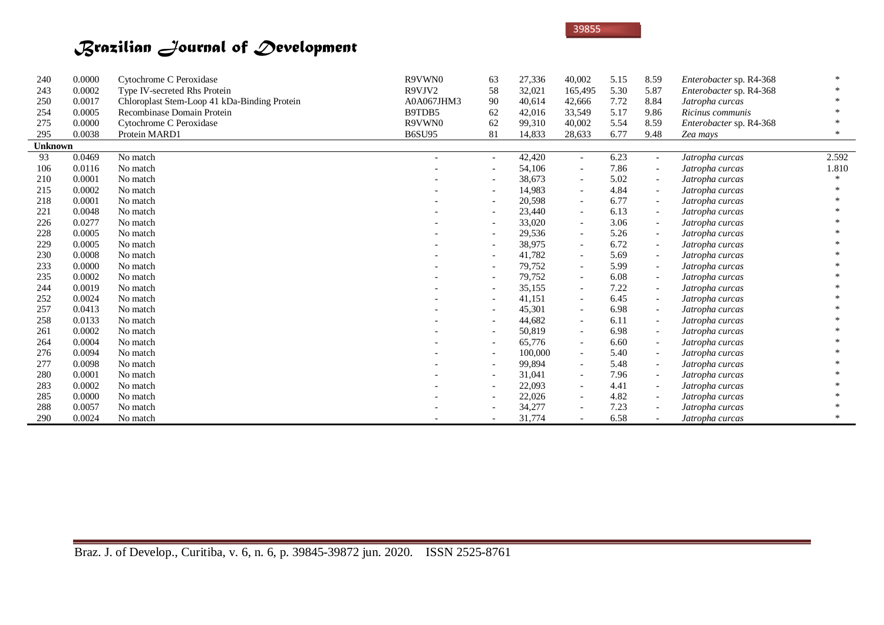| | | | | | | | | | | |
|---|---|---|---|---|---|---|---|---|---|---|
| 240 | 0.0000 | Cytochrome C Peroxidase | R9VWN0 | 63 | 27,336 | 40,002 | 5.15 | 8.59 | *Enterobacter* sp. R4-368 | * |
| 243 | 0.0002 | Type IV-secreted Rhs Protein | R9VJV2 | 58 | 32,021 | 165,495 | 5.30 | 5.87 | *Enterobacter* sp. R4-368 | * |
| 250 | 0.0017 | Chloroplast Stem-Loop 41 kDa-Binding Protein | A0A067JHM3 | 90 | 40,614 | 42,666 | 7.72 | 8.84 | *Jatropha curcas* | * |
| 254 | 0.0005 | Recombinase Domain Protein | B9TDB5 | 62 | 42,016 | 33,549 | 5.17 | 9.86 | *Ricinus communis* | * |
| 275 | 0.0000 | Cytochrome C Peroxidase | R9VWN0 | 62 | 99,310 | 40,002 | 5.54 | 8.59 | *Enterobacter* sp. R4-368 | * |
| 295 | 0.0038 | Protein MARD1 | B6SU95 | 81 | 14,833 | 28,633 | 6.77 | 9.48 | *Zea mays* | * |
| **Unknown** | | | | | | | | | | |
| 93 | 0.0469 | No match | - | - | 42,420 | - | 6.23 | - | *Jatropha curcas* | 2.592 |
| 106 | 0.0116 | No match | - | - | 54,106 | - | 7.86 | - | *Jatropha curcas* | 1.810 |
| 210 | 0.0001 | No match | - | - | 38,673 | - | 5.02 | - | *Jatropha curcas* | * |
| 215 | 0.0002 | No match | - | - | 14,983 | - | 4.84 | - | *Jatropha curcas* | * |
| 218 | 0.0001 | No match | - | - | 20,598 | - | 6.77 | - | *Jatropha curcas* | * |
| 221 | 0.0048 | No match | - | - | 23,440 | - | 6.13 | - | *Jatropha curcas* | * |
| 226 | 0.0277 | No match | - | - | 33,020 | - | 3.06 | - | *Jatropha curcas* | * |
| 228 | 0.0005 | No match | - | - | 29,536 | - | 5.26 | - | *Jatropha curcas* | * |
| 229 | 0.0005 | No match | - | - | 38,975 | - | 6.72 | - | *Jatropha curcas* | * |
| 230 | 0.0008 | No match | - | - | 41,782 | - | 5.69 | - | *Jatropha curcas* | * |
| 233 | 0.0000 | No match | - | - | 79,752 | - | 5.99 | - | *Jatropha curcas* | * |
| 235 | 0.0002 | No match | - | - | 79,752 | - | 6.08 | - | *Jatropha curcas* | * |
| 244 | 0.0019 | No match | - | - | 35,155 | - | 7.22 | - | *Jatropha curcas* | * |
| 252 | 0.0024 | No match | - | - | 41,151 | - | 6.45 | - | *Jatropha curcas* | * |
| 257 | 0.0413 | No match | - | - | 45,301 | - | 6.98 | - | *Jatropha curcas* | * |
| 258 | 0.0133 | No match | - | - | 44,682 | - | 6.11 | - | *Jatropha curcas* | * |
| 261 | 0.0002 | No match | - | - | 50,819 | - | 6.98 | - | *Jatropha curcas* | * |
| 264 | 0.0004 | No match | - | - | 65,776 | - | 6.60 | - | *Jatropha curcas* | * |
| 276 | 0.0094 | No match | - | - | 100,000 | - | 5.40 | - | *Jatropha curcas* | * |
| 277 | 0.0098 | No match | - | - | 99,894 | - | 5.48 | - | *Jatropha curcas* | * |
| 280 | 0.0001 | No match | - | - | 31,041 | - | 7.96 | - | *Jatropha curcas* | * |
| 283 | 0.0002 | No match | - | - | 22,093 | - | 4.41 | - | *Jatropha curcas* | * |
| 285 | 0.0000 | No match | - | - | 22,026 | - | 4.82 | - | *Jatropha curcas* | * |
| 288 | 0.0057 | No match | - | - | 34,277 | - | 7.23 | - | *Jatropha curcas* | * |
| 290 | 0.0024 | No match | - | - | 31,774 | - | 6.58 | - | *Jatropha curcas* | * |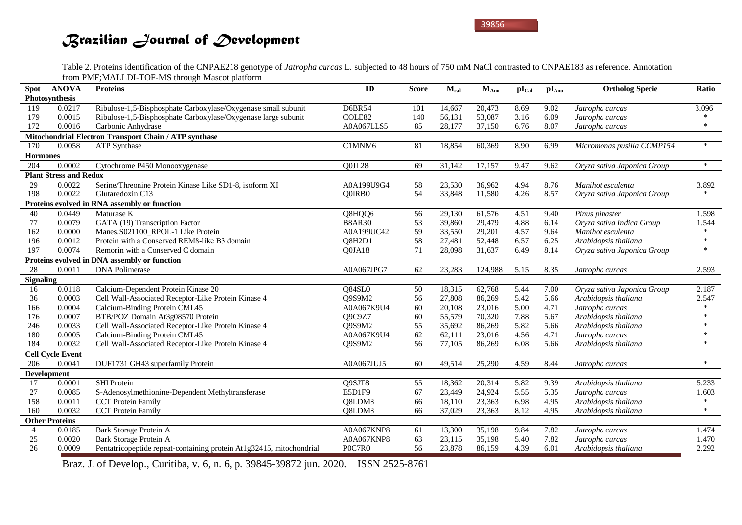Table 2. Proteins identification of the CNPAE218 genotype of *Jatropha curcas* L. subjected to 48 hours of 750 mM NaCl contrasted to CNPAE183 as reference. Annotation from PMF;MALLDI-TOF-MS through Mascot platform

| Spot | ANOVA | Proteins | ID | Score | $M_{cal}$ | $M_{Ano}$ | $pI_{Cal}$ | $pI_{Ano}$ | Ortholog Specie | Ratio |
|---|---|---|---|---|---|---|---|---|---|---|
| **Photosynthesis** | | | | | | | | | | |
| 119 | 0.0217 | Ribulose-1,5-Bisphosphate Carboxylase/Oxygenase small subunit | D6BR54 | 101 | 14,667 | 20,473 | 8.69 | 9.02 | *Jatropha curcas* | 3.096 |
| 179 | 0.0015 | Ribulose-1,5-Bisphosphate Carboxylase/Oxygenase large subunit | COLE82 | 140 | 56,131 | 53,087 | 3.16 | 6.09 | *Jatropha curcas* | * |
| 172 | 0.0016 | Carbonic Anhydrase | A0A067LLS5 | 85 | 28,177 | 37,150 | 6.76 | 8.07 | *Jatropha curcas* | * |
| **Mitochondrial Electron Transport Chain / ATP synthase** | | | | | | | | | | |
| 170 | 0.0058 | ATP Synthase | C1MNM6 | 81 | 18,854 | 60,369 | 8.90 | 6.99 | *Micromonas pusilla CCMP154* | * |
| **Hormones** | | | | | | | | | | |
| 204 | 0.0002 | Cytochrome P450 Monooxygenase | Q0JL28 | 69 | 31,142 | 17,157 | 9.47 | 9.62 | *Oryza sativa Japonica Group* | * |
| **Plant Stress and Redox** | | | | | | | | | | |
| 29 | 0.0022 | Serine/Threonine Protein Kinase Like SD1-8, isoform XI | A0A199U9G4 | 58 | 23,530 | 36,962 | 4.94 | 8.76 | *Manihot esculenta* | 3.892 |
| 198 | 0.0022 | Glutaredoxin C13 | Q0IRB0 | 54 | 33,848 | 11,580 | 4.26 | 8.57 | *Oryza sativa Japonica Group* | * |
| **Proteins evolved in RNA assembly or function** | | | | | | | | | | |
| 40 | 0.0449 | Maturase K | Q8HQQ6 | 56 | 29,130 | 61,576 | 4.51 | 9.40 | *Pinus pinaster* | 1.598 |
| 77 | 0.0079 | GATA (19) Transcription Factor | B8AR30 | 53 | 39,860 | 29,479 | 4.88 | 6.14 | *Oryza sativa Indica Group* | 1.544 |
| 162 | 0.0000 | Manes.S021100_RPOL-1 Like Protein | A0A199UC42 | 59 | 33,550 | 29,201 | 4.57 | 9.64 | *Manihot esculenta* | * |
| 196 | 0.0012 | Protein with a Conserved REM8-like B3 domain | Q8H2D1 | 58 | 27,481 | 52,448 | 6.57 | 6.25 | *Arabidopsis thaliana* | * |
| 197 | 0.0074 | Remorin with a Conserved C domain | Q0JA18 | 71 | 28,098 | 31,637 | 6.49 | 8.14 | *Oryza sativa Japonica Group* | * |
| **Proteins evolved in DNA assembly or function** | | | | | | | | | | |
| 28 | 0.0011 | DNA Polimerase | A0A067JPG7 | 62 | 23,283 | 124,988 | 5.15 | 8.35 | *Jatropha curcas* | 2.593 |
| **Signaling** | | | | | | | | | | |
| 16 | 0.0118 | Calcium-Dependent Protein Kinase 20 | Q84SL0 | 50 | 18,315 | 62,768 | 5.44 | 7.00 | *Oryza sativa Japonica Group* | 2.187 |
| 36 | 0.0003 | Cell Wall-Associated Receptor-Like Protein Kinase 4 | Q9S9M2 | 56 | 27,808 | 86,269 | 5.42 | 5.66 | *Arabidopsis thaliana* | 2.547 |
| 166 | 0.0004 | Calcium-Binding Protein CML45 | A0A067K9U4 | 60 | 20,108 | 23,016 | 5.00 | 4.71 | *Jatropha curcas* | * |
| 176 | 0.0007 | BTB/POZ Domain At3g08570 Protein | Q9C9Z7 | 60 | 55,579 | 70,320 | 7.88 | 5.67 | *Arabidopsis thaliana* | * |
| 246 | 0.0033 | Cell Wall-Associated Receptor-Like Protein Kinase 4 | Q9S9M2 | 55 | 35,692 | 86,269 | 5.82 | 5.66 | *Arabidopsis thaliana* | * |
| 180 | 0.0005 | Calcium-Binding Protein CML45 | A0A067K9U4 | 62 | 62,111 | 23,016 | 4.56 | 4.71 | *Jatropha curcas* | * |
| 184 | 0.0032 | Cell Wall-Associated Receptor-Like Protein Kinase 4 | Q9S9M2 | 56 | 77,105 | 86,269 | 6.08 | 5.66 | *Arabidopsis thaliana* | * |
| **Cell Cycle Event** | | | | | | | | | | |
| 206 | 0.0041 | DUF1731 GH43 superfamily Protein | A0A067JUJ5 | 60 | 49,514 | 25,290 | 4.59 | 8.44 | *Jatropha curcas* | * |
| **Development** | | | | | | | | | | |
| 17 | 0.0001 | SHI Protein | Q9SJT8 | 55 | 18,362 | 20,314 | 5.82 | 9.39 | *Arabidopsis thaliana* | 5.233 |
| 27 | 0.0085 | S-Adenosylmethionine-Dependent Methyltransferase | E5D1F9 | 67 | 23,449 | 24,924 | 5.55 | 5.35 | *Jatropha curcas* | 1.603 |
| 158 | 0.0011 | CCT Protein Family | Q8LDM8 | 66 | 18,110 | 23,363 | 6.98 | 4.95 | *Arabidopsis thaliana* | * |
| 160 | 0.0032 | CCT Protein Family | Q8LDM8 | 66 | 37,029 | 23,363 | 8.12 | 4.95 | *Arabidopsis thaliana* | * |
| **Other Proteins** | | | | | | | | | | |
| 4 | 0.0185 | Bark Storage Protein A | A0A067KNP8 | 61 | 13,300 | 35,198 | 9.84 | 7.82 | *Jatropha curcas* | 1.474 |
| 25 | 0.0020 | Bark Storage Protein A | A0A067KNP8 | 63 | 23,115 | 35,198 | 5.40 | 7.82 | *Jatropha curcas* | 1.470 |
| 26 | 0.0009 | Pentatricopeptide repeat-containing protein At1g32415, mitochondrial | P0C7R0 | 56 | 23,878 | 86,159 | 4.39 | 6.01 | *Arabidopsis thaliana* | 2.292 |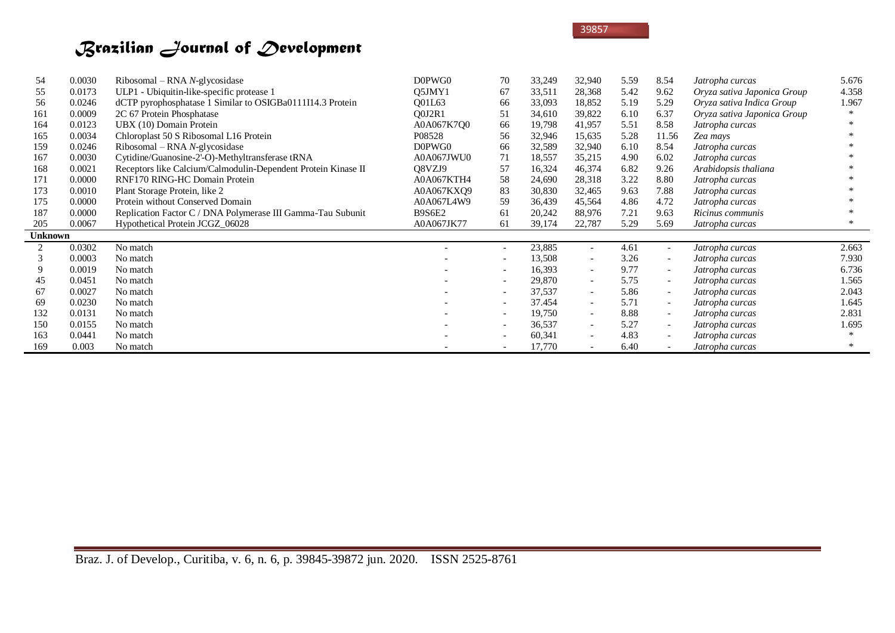| | | | | | | | | | | |
|---|---|---|---|---|---|---|---|---|---|---|
| 54 | 0.0030 | Ribosomal – RNA *N*-glycosidase | D0PWG0 | 70 | 33,249 | 32,940 | 5.59 | 8.54 | *Jatropha curcas* | 5.676 |
| 55 | 0.0173 | ULP1 - Ubiquitin-like-specific protease 1 | Q5JMY1 | 67 | 33,511 | 28,368 | 5.42 | 9.62 | *Oryza sativa Japonica Group* | 4.358 |
| 56 | 0.0246 | dCTP pyrophosphatase 1 Similar to OSIGBa0111I14.3 Protein | Q01L63 | 66 | 33,093 | 18,852 | 5.19 | 5.29 | *Oryza sativa Indica Group* | 1.967 |
| 161 | 0.0009 | 2C 67 Protein Phosphatase | Q0J2R1 | 51 | 34,610 | 39,822 | 6.10 | 6.37 | *Oryza sativa Japonica Group* | * |
| 164 | 0.0123 | UBX (10) Domain Protein | A0A067K7Q0 | 66 | 19,798 | 41,957 | 5.51 | 8.58 | *Jatropha curcas* | * |
| 165 | 0.0034 | Chloroplast 50 S Ribosomal L16 Protein | P08528 | 56 | 32,946 | 15,635 | 5.28 | 11.56 | *Zea mays* | * |
| 159 | 0.0246 | Ribosomal – RNA *N*-glycosidase | D0PWG0 | 66 | 32,589 | 32,940 | 6.10 | 8.54 | *Jatropha curcas* | * |
| 167 | 0.0030 | Cytidine/Guanosine-2'-O)-Methyltransferase tRNA | A0A067JWU0 | 71 | 18,557 | 35,215 | 4.90 | 6.02 | *Jatropha curcas* | * |
| 168 | 0.0021 | Receptors like Calcium/Calmodulin-Dependent Protein Kinase II | Q8VZJ9 | 57 | 16,324 | 46,374 | 6.82 | 9.26 | *Arabidopsis thaliana* | * |
| 171 | 0.0000 | RNF170 RING-HC Domain Protein | A0A067KTH4 | 58 | 24,690 | 28,318 | 3.22 | 8.80 | *Jatropha curcas* | * |
| 173 | 0.0010 | Plant Storage Protein, like 2 | A0A067KXQ9 | 83 | 30,830 | 32,465 | 9.63 | 7.88 | *Jatropha curcas* | * |
| 175 | 0.0000 | Protein without Conserved Domain | A0A067L4W9 | 59 | 36,439 | 45,564 | 4.86 | 4.72 | *Jatropha curcas* | * |
| 187 | 0.0000 | Replication Factor C / DNA Polymerase III Gamma-Tau Subunit | B9S6E2 | 61 | 20,242 | 88,976 | 7.21 | 9.63 | *Ricinus communis* | * |
| 205 | 0.0067 | Hypothetical Protein JCGZ_06028 | A0A067JK77 | 61 | 39,174 | 22,787 | 5.29 | 5.69 | *Jatropha curcas* | * |
| **Unknown** | | | | | | | | | | |
| 2 | 0.0302 | No match | - | - | 23,885 | - | 4.61 | - | *Jatropha curcas* | 2.663 |
| 3 | 0.0003 | No match | - | - | 13,508 | - | 3.26 | - | *Jatropha curcas* | 7.930 |
| 9 | 0.0019 | No match | - | - | 16,393 | - | 9.77 | - | *Jatropha curcas* | 6.736 |
| 45 | 0.0451 | No match | - | - | 29,870 | - | 5.75 | - | *Jatropha curcas* | 1.565 |
| 67 | 0.0027 | No match | - | - | 37,537 | - | 5.86 | - | *Jatropha curcas* | 2.043 |
| 69 | 0.0230 | No match | - | - | 37.454 | - | 5.71 | - | *Jatropha curcas* | 1.645 |
| 132 | 0.0131 | No match | - | - | 19,750 | - | 8.88 | - | *Jatropha curcas* | 2.831 |
| 150 | 0.0155 | No match | - | - | 36,537 | - | 5.27 | - | *Jatropha curcas* | 1.695 |
| 163 | 0.0441 | No match | - | - | 60,341 | - | 4.83 | - | *Jatropha curcas* | * |
| 169 | 0.003 | No match | - | - | 17,770 | - | 6.40 | - | *Jatropha curcas* | * |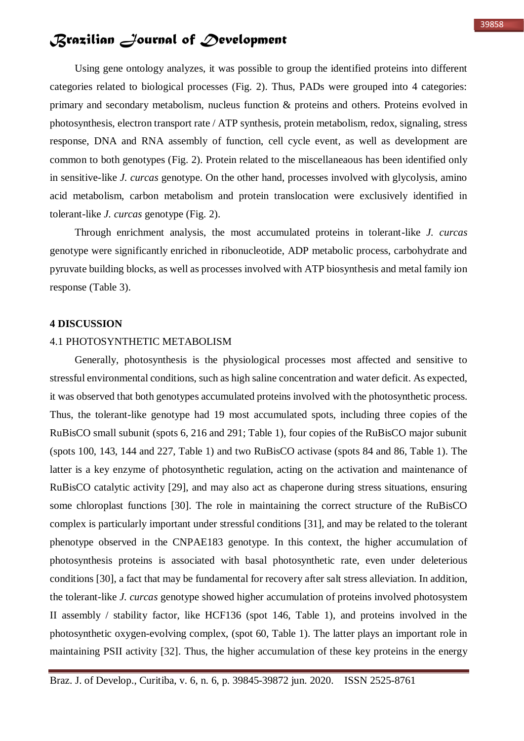Using gene ontology analyzes, it was possible to group the identified proteins into different categories related to biological processes (Fig. 2). Thus, PADs were grouped into 4 categories: primary and secondary metabolism, nucleus function & proteins and others. Proteins evolved in photosynthesis, electron transport rate / ATP synthesis, protein metabolism, redox, signaling, stress response, DNA and RNA assembly of function, cell cycle event, as well as development are common to both genotypes (Fig. 2). Protein related to the miscellaneaous has been identified only in sensitive-like *J. curcas* genotype. On the other hand, processes involved with glycolysis, amino acid metabolism, carbon metabolism and protein translocation were exclusively identified in tolerant-like *J. curcas* genotype (Fig. 2).

Through enrichment analysis, the most accumulated proteins in tolerant-like *J. curcas* genotype were significantly enriched in ribonucleotide, ADP metabolic process, carbohydrate and pyruvate building blocks, as well as processes involved with ATP biosynthesis and metal family ion response (Table 3).

## 4 DISCUSSION

### 4.1 PHOTOSYNTHETIC METABOLISM

Generally, photosynthesis is the physiological processes most affected and sensitive to stressful environmental conditions, such as high saline concentration and water deficit. As expected, it was observed that both genotypes accumulated proteins involved with the photosynthetic process. Thus, the tolerant-like genotype had 19 most accumulated spots, including three copies of the RuBisCO small subunit (spots 6, 216 and 291; Table 1), four copies of the RuBisCO major subunit (spots 100, 143, 144 and 227, Table 1) and two RuBisCO activase (spots 84 and 86, Table 1). The latter is a key enzyme of photosynthetic regulation, acting on the activation and maintenance of RuBisCO catalytic activity [29], and may also act as chaperone during stress situations, ensuring some chloroplast functions [30]. The role in maintaining the correct structure of the RuBisCO complex is particularly important under stressful conditions [31], and may be related to the tolerant phenotype observed in the CNPAE183 genotype. In this context, the higher accumulation of photosynthesis proteins is associated with basal photosynthetic rate, even under deleterious conditions [30], a fact that may be fundamental for recovery after salt stress alleviation. In addition, the tolerant-like *J. curcas* genotype showed higher accumulation of proteins involved photosystem II assembly / stability factor, like HCF136 (spot 146, Table 1), and proteins involved in the photosynthetic oxygen-evolving complex, (spot 60, Table 1). The latter plays an important role in maintaining PSII activity [32]. Thus, the higher accumulation of these key proteins in the energy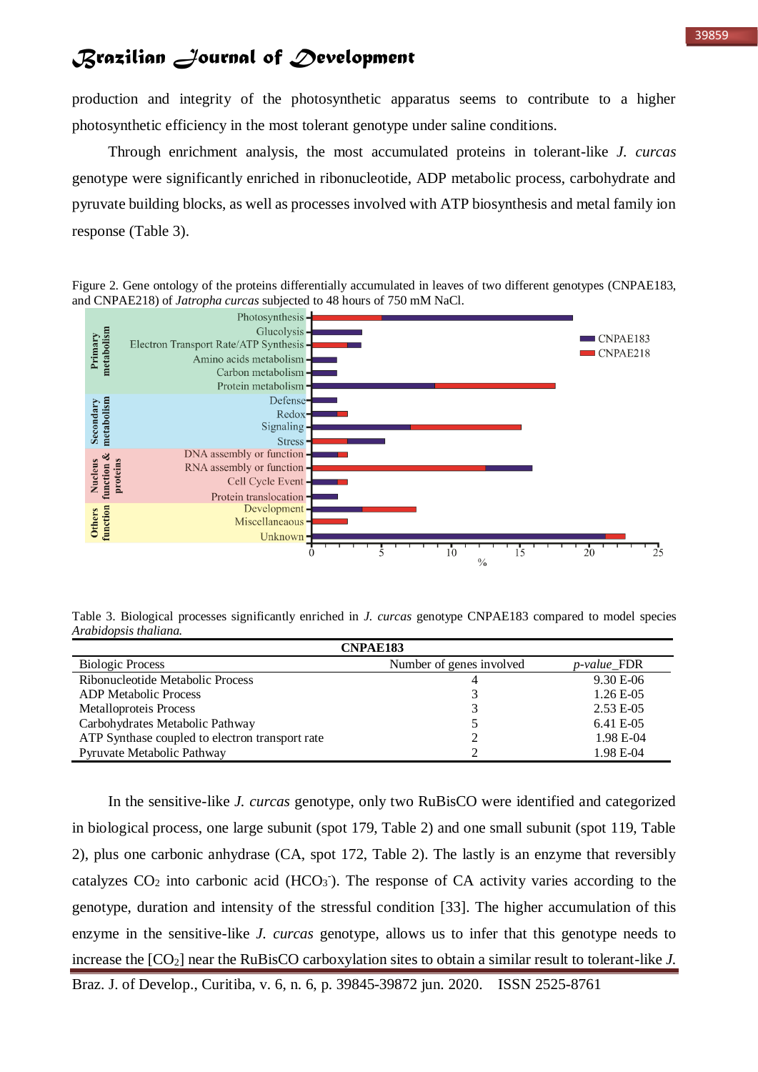production and integrity of the photosynthetic apparatus seems to contribute to a higher photosynthetic efficiency in the most tolerant genotype under saline conditions.

Through enrichment analysis, the most accumulated proteins in tolerant-like *J. curcas* genotype were significantly enriched in ribonucleotide, ADP metabolic process, carbohydrate and pyruvate building blocks, as well as processes involved with ATP biosynthesis and metal family ion response (Table 3).

Figure 2. Gene ontology of the proteins differentially accumulated in leaves of two different genotypes (CNPAE183, and CNPAE218) of *Jatropha curcas* subjected to 48 hours of 750 mM NaCl.

Table 3. Biological processes significantly enriched in *J. curcas* genotype CNPAE183 compared to model species *Arabidopsis thaliana.*

| CNPAE183 | | |
|---|---|---|
| Biologic Process | Number of genes involved | *p-value*_FDR |
| Ribonucleotide Metabolic Process | 4 | 9.30 E-06 |
| ADP Metabolic Process | 3 | 1.26 E-05 |
| Metalloproteis Process | 3 | 2.53 E-05 |
| Carbohydrates Metabolic Pathway | 5 | 6.41 E-05 |
| ATP Synthase coupled to electron transport rate | 2 | 1.98 E-04 |
| Pyruvate Metabolic Pathway | 2 | 1.98 E-04 |

In the sensitive-like *J. curcas* genotype, only two RuBisCO were identified and categorized in biological process, one large subunit (spot 179, Table 2) and one small subunit (spot 119, Table 2), plus one carbonic anhydrase (CA, spot 172, Table 2). The lastly is an enzyme that reversibly catalyzes $CO_2$ into carbonic acid ($HCO_3^-$). The response of CA activity varies according to the genotype, duration and intensity of the stressful condition [33]. The higher accumulation of this enzyme in the sensitive-like *J. curcas* genotype, allows us to infer that this genotype needs to increase the [$CO_2$] near the RuBisCO carboxylation sites to obtain a similar result to tolerant-like *J.*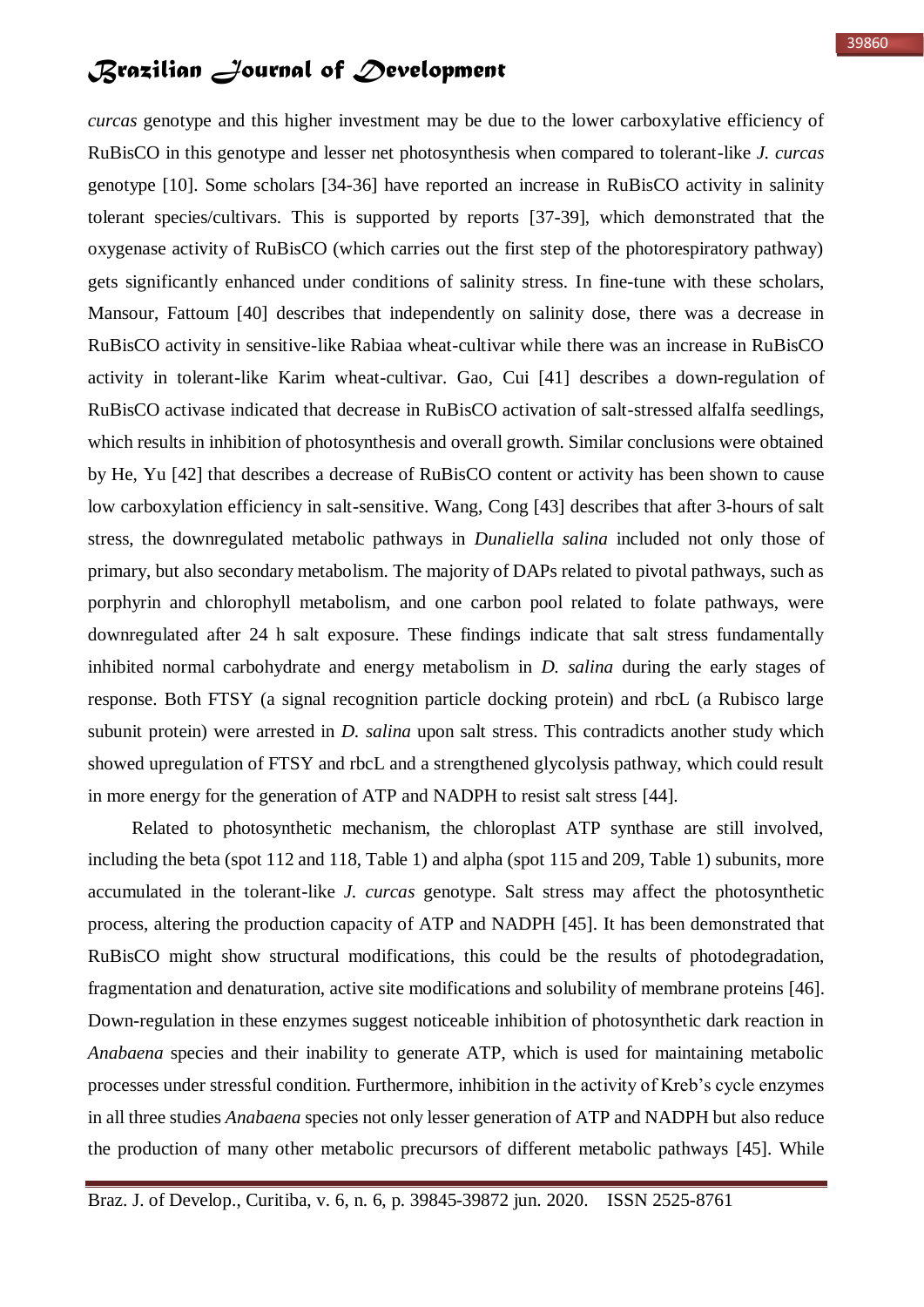*curcas* genotype and this higher investment may be due to the lower carboxylative efficiency of RuBisCO in this genotype and lesser net photosynthesis when compared to tolerant-like *J. curcas* genotype [10]. Some scholars [34-36] have reported an increase in RuBisCO activity in salinity tolerant species/cultivars. This is supported by reports [37-39], which demonstrated that the oxygenase activity of RuBisCO (which carries out the first step of the photorespiratory pathway) gets significantly enhanced under conditions of salinity stress. In fine-tune with these scholars, Mansour, Fattoum [40] describes that independently on salinity dose, there was a decrease in RuBisCO activity in sensitive-like Rabiaa wheat-cultivar while there was an increase in RuBisCO activity in tolerant-like Karim wheat-cultivar. Gao, Cui [41] describes a down-regulation of RuBisCO activase indicated that decrease in RuBisCO activation of salt-stressed alfalfa seedlings, which results in inhibition of photosynthesis and overall growth. Similar conclusions were obtained by He, Yu [42] that describes a decrease of RuBisCO content or activity has been shown to cause low carboxylation efficiency in salt-sensitive. Wang, Cong [43] describes that after 3-hours of salt stress, the downregulated metabolic pathways in *Dunaliella salina* included not only those of primary, but also secondary metabolism. The majority of DAPs related to pivotal pathways, such as porphyrin and chlorophyll metabolism, and one carbon pool related to folate pathways, were downregulated after 24 h salt exposure. These findings indicate that salt stress fundamentally inhibited normal carbohydrate and energy metabolism in *D. salina* during the early stages of response. Both FTSY (a signal recognition particle docking protein) and rbcL (a Rubisco large subunit protein) were arrested in *D. salina* upon salt stress. This contradicts another study which showed upregulation of FTSY and rbcL and a strengthened glycolysis pathway, which could result in more energy for the generation of ATP and NADPH to resist salt stress [44].

Related to photosynthetic mechanism, the chloroplast ATP synthase are still involved, including the beta (spot 112 and 118, Table 1) and alpha (spot 115 and 209, Table 1) subunits, more accumulated in the tolerant-like *J. curcas* genotype. Salt stress may affect the photosynthetic process, altering the production capacity of ATP and NADPH [45]. It has been demonstrated that RuBisCO might show structural modifications, this could be the results of photodegradation, fragmentation and denaturation, active site modifications and solubility of membrane proteins [46]. Down-regulation in these enzymes suggest noticeable inhibition of photosynthetic dark reaction in *Anabaena* species and their inability to generate ATP, which is used for maintaining metabolic processes under stressful condition. Furthermore, inhibition in the activity of Kreb's cycle enzymes in all three studies *Anabaena* species not only lesser generation of ATP and NADPH but also reduce the production of many other metabolic precursors of different metabolic pathways [45]. While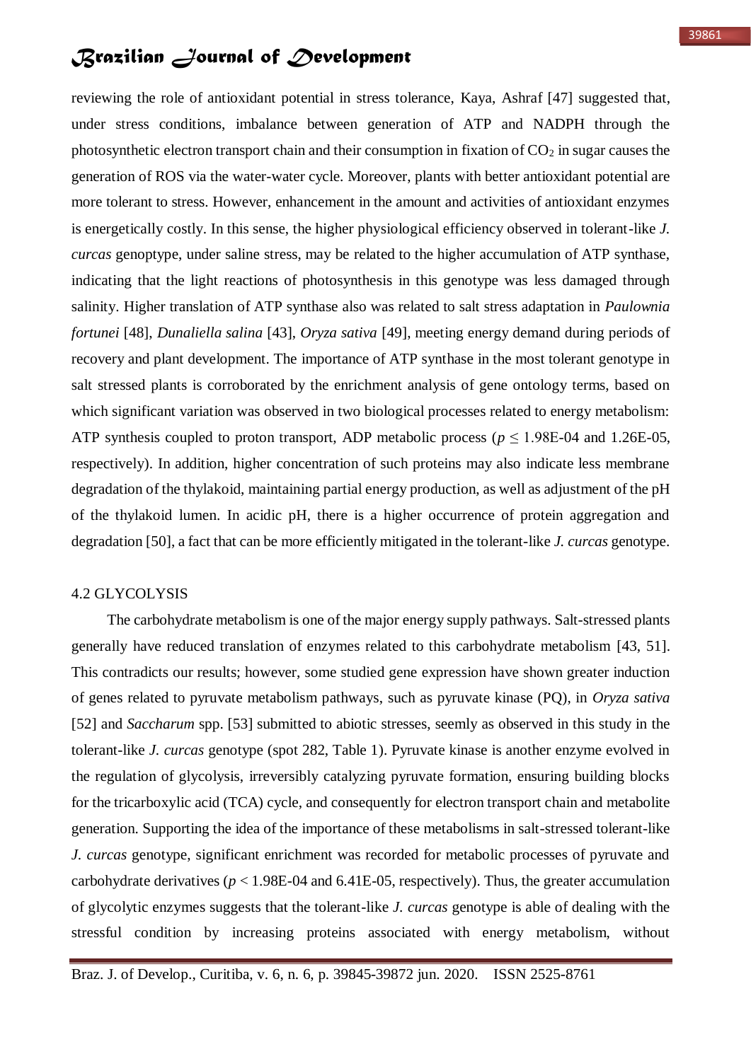reviewing the role of antioxidant potential in stress tolerance, Kaya, Ashraf [47] suggested that, under stress conditions, imbalance between generation of ATP and NADPH through the photosynthetic electron transport chain and their consumption in fixation of $CO_2$ in sugar causes the generation of ROS via the water-water cycle. Moreover, plants with better antioxidant potential are more tolerant to stress. However, enhancement in the amount and activities of antioxidant enzymes is energetically costly. In this sense, the higher physiological efficiency observed in tolerant-like *J. curcas* genoptype, under saline stress, may be related to the higher accumulation of ATP synthase, indicating that the light reactions of photosynthesis in this genotype was less damaged through salinity. Higher translation of ATP synthase also was related to salt stress adaptation in *Paulownia fortunei* [48], *Dunaliella salina* [43], *Oryza sativa* [49], meeting energy demand during periods of recovery and plant development. The importance of ATP synthase in the most tolerant genotype in salt stressed plants is corroborated by the enrichment analysis of gene ontology terms, based on which significant variation was observed in two biological processes related to energy metabolism: ATP synthesis coupled to proton transport, ADP metabolic process ($p \leq 1.98E\text{-}04$ and 1.26E-05, respectively). In addition, higher concentration of such proteins may also indicate less membrane degradation of the thylakoid, maintaining partial energy production, as well as adjustment of the pH of the thylakoid lumen. In acidic pH, there is a higher occurrence of protein aggregation and degradation [50], a fact that can be more efficiently mitigated in the tolerant-like *J. curcas* genotype.

## 4.2 GLYCOLYSIS

The carbohydrate metabolism is one of the major energy supply pathways. Salt-stressed plants generally have reduced translation of enzymes related to this carbohydrate metabolism [43, 51]. This contradicts our results; however, some studied gene expression have shown greater induction of genes related to pyruvate metabolism pathways, such as pyruvate kinase (PQ), in *Oryza sativa* [52] and *Saccharum* spp. [53] submitted to abiotic stresses, seemly as observed in this study in the tolerant-like *J. curcas* genotype (spot 282, Table 1). Pyruvate kinase is another enzyme evolved in the regulation of glycolysis, irreversibly catalyzing pyruvate formation, ensuring building blocks for the tricarboxylic acid (TCA) cycle, and consequently for electron transport chain and metabolite generation. Supporting the idea of the importance of these metabolisms in salt-stressed tolerant-like *J. curcas* genotype, significant enrichment was recorded for metabolic processes of pyruvate and carbohydrate derivatives ($p < 1.98E\text{-}04$ and 6.41E-05, respectively). Thus, the greater accumulation of glycolytic enzymes suggests that the tolerant-like *J. curcas* genotype is able of dealing with the stressful condition by increasing proteins associated with energy metabolism, without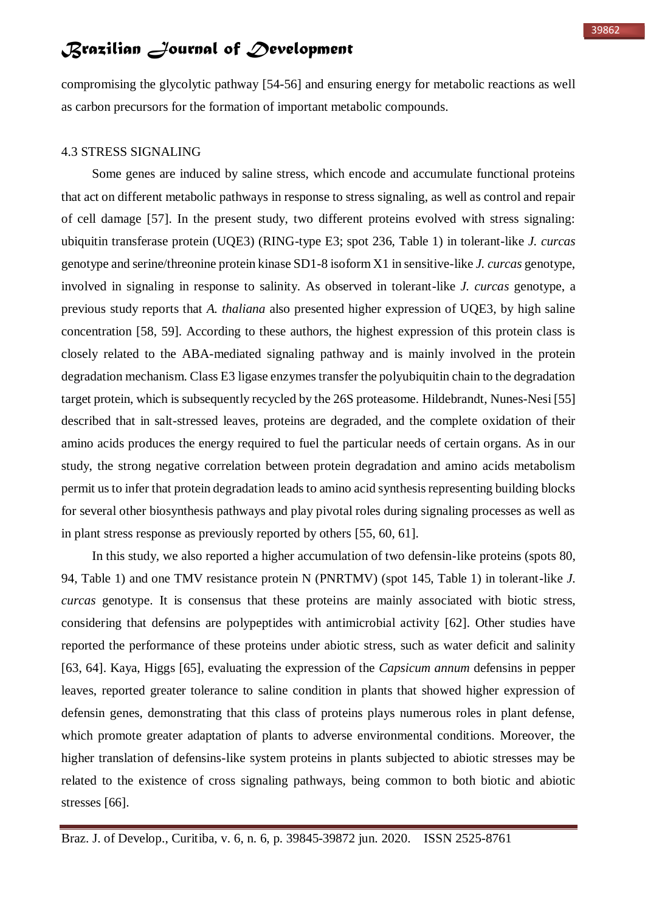compromising the glycolytic pathway [54-56] and ensuring energy for metabolic reactions as well as carbon precursors for the formation of important metabolic compounds.

### 4.3 STRESS SIGNALING

Some genes are induced by saline stress, which encode and accumulate functional proteins that act on different metabolic pathways in response to stress signaling, as well as control and repair of cell damage [57]. In the present study, two different proteins evolved with stress signaling: ubiquitin transferase protein (UQE3) (RING-type E3; spot 236, Table 1) in tolerant-like *J. curcas* genotype and serine/threonine protein kinase SD1-8 isoform X1 in sensitive-like *J. curcas* genotype, involved in signaling in response to salinity. As observed in tolerant-like *J. curcas* genotype, a previous study reports that *A. thaliana* also presented higher expression of UQE3, by high saline concentration [58, 59]. According to these authors, the highest expression of this protein class is closely related to the ABA-mediated signaling pathway and is mainly involved in the protein degradation mechanism. Class E3 ligase enzymes transfer the polyubiquitin chain to the degradation target protein, which is subsequently recycled by the 26S proteasome. Hildebrandt, Nunes-Nesi [55] described that in salt-stressed leaves, proteins are degraded, and the complete oxidation of their amino acids produces the energy required to fuel the particular needs of certain organs. As in our study, the strong negative correlation between protein degradation and amino acids metabolism permit us to infer that protein degradation leads to amino acid synthesis representing building blocks for several other biosynthesis pathways and play pivotal roles during signaling processes as well as in plant stress response as previously reported by others [55, 60, 61].

In this study, we also reported a higher accumulation of two defensin-like proteins (spots 80, 94, Table 1) and one TMV resistance protein N (PNRTMV) (spot 145, Table 1) in tolerant-like *J. curcas* genotype. It is consensus that these proteins are mainly associated with biotic stress, considering that defensins are polypeptides with antimicrobial activity [62]. Other studies have reported the performance of these proteins under abiotic stress, such as water deficit and salinity [63, 64]. Kaya, Higgs [65], evaluating the expression of the *Capsicum annum* defensins in pepper leaves, reported greater tolerance to saline condition in plants that showed higher expression of defensin genes, demonstrating that this class of proteins plays numerous roles in plant defense, which promote greater adaptation of plants to adverse environmental conditions. Moreover, the higher translation of defensins-like system proteins in plants subjected to abiotic stresses may be related to the existence of cross signaling pathways, being common to both biotic and abiotic stresses [66].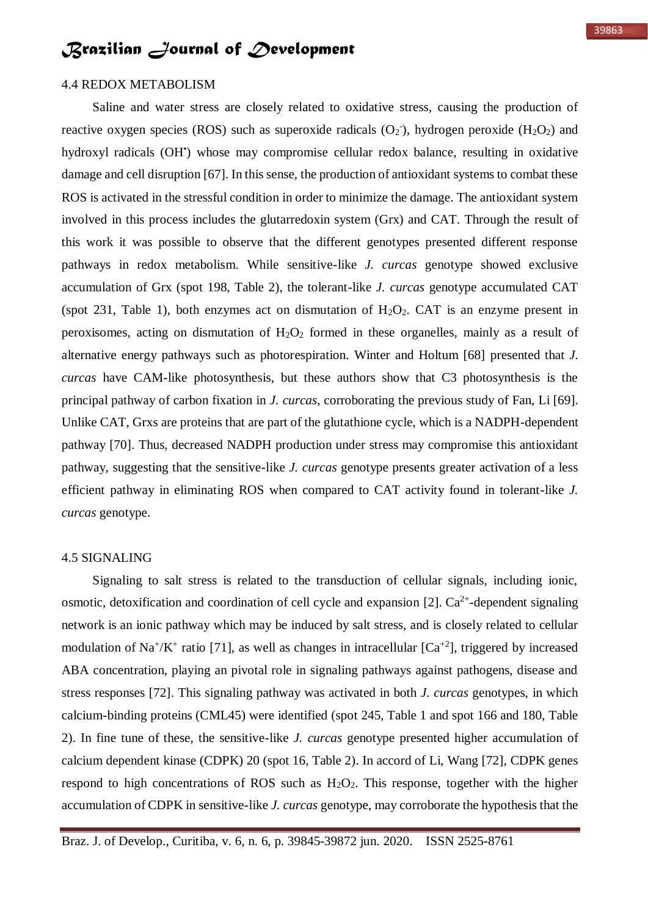## 4.4 REDOX METABOLISM

Saline and water stress are closely related to oxidative stress, causing the production of reactive oxygen species (ROS) such as superoxide radicals ($O_2^-$), hydrogen peroxide ($H_2O_2$) and hydroxyl radicals ($OH^•$) whose may compromise cellular redox balance, resulting in oxidative damage and cell disruption [67]. In this sense, the production of antioxidant systems to combat these ROS is activated in the stressful condition in order to minimize the damage. The antioxidant system involved in this process includes the glutarredoxin system (Grx) and CAT. Through the result of this work it was possible to observe that the different genotypes presented different response pathways in redox metabolism. While sensitive-like *J. curcas* genotype showed exclusive accumulation of Grx (spot 198, Table 2), the tolerant-like *J. curcas* genotype accumulated CAT (spot 231, Table 1), both enzymes act on dismutation of $H_2O_2$. CAT is an enzyme present in peroxisomes, acting on dismutation of $H_2O_2$ formed in these organelles, mainly as a result of alternative energy pathways such as photorespiration. Winter and Holtum [68] presented that *J. curcas* have CAM-like photosynthesis, but these authors show that C3 photosynthesis is the principal pathway of carbon fixation in *J. curcas*, corroborating the previous study of Fan, Li [69]. Unlike CAT, Grxs are proteins that are part of the glutathione cycle, which is a NADPH-dependent pathway [70]. Thus, decreased NADPH production under stress may compromise this antioxidant pathway, suggesting that the sensitive-like *J. curcas* genotype presents greater activation of a less efficient pathway in eliminating ROS when compared to CAT activity found in tolerant-like *J. curcas* genotype.

## 4.5 SIGNALING

Signaling to salt stress is related to the transduction of cellular signals, including ionic, osmotic, detoxification and coordination of cell cycle and expansion [2]. $Ca^{2+}$-dependent signaling network is an ionic pathway which may be induced by salt stress, and is closely related to cellular modulation of $Na^+/K^+$ ratio [71], as well as changes in intracellular [$Ca^{+2}$], triggered by increased ABA concentration, playing an pivotal role in signaling pathways against pathogens, disease and stress responses [72]. This signaling pathway was activated in both *J. curcas* genotypes, in which calcium-binding proteins (CML45) were identified (spot 245, Table 1 and spot 166 and 180, Table 2). In fine tune of these, the sensitive-like *J. curcas* genotype presented higher accumulation of calcium dependent kinase (CDPK) 20 (spot 16, Table 2). In accord of Li, Wang [72], CDPK genes respond to high concentrations of ROS such as $H_2O_2$. This response, together with the higher accumulation of CDPK in sensitive-like *J. curcas* genotype, may corroborate the hypothesis that the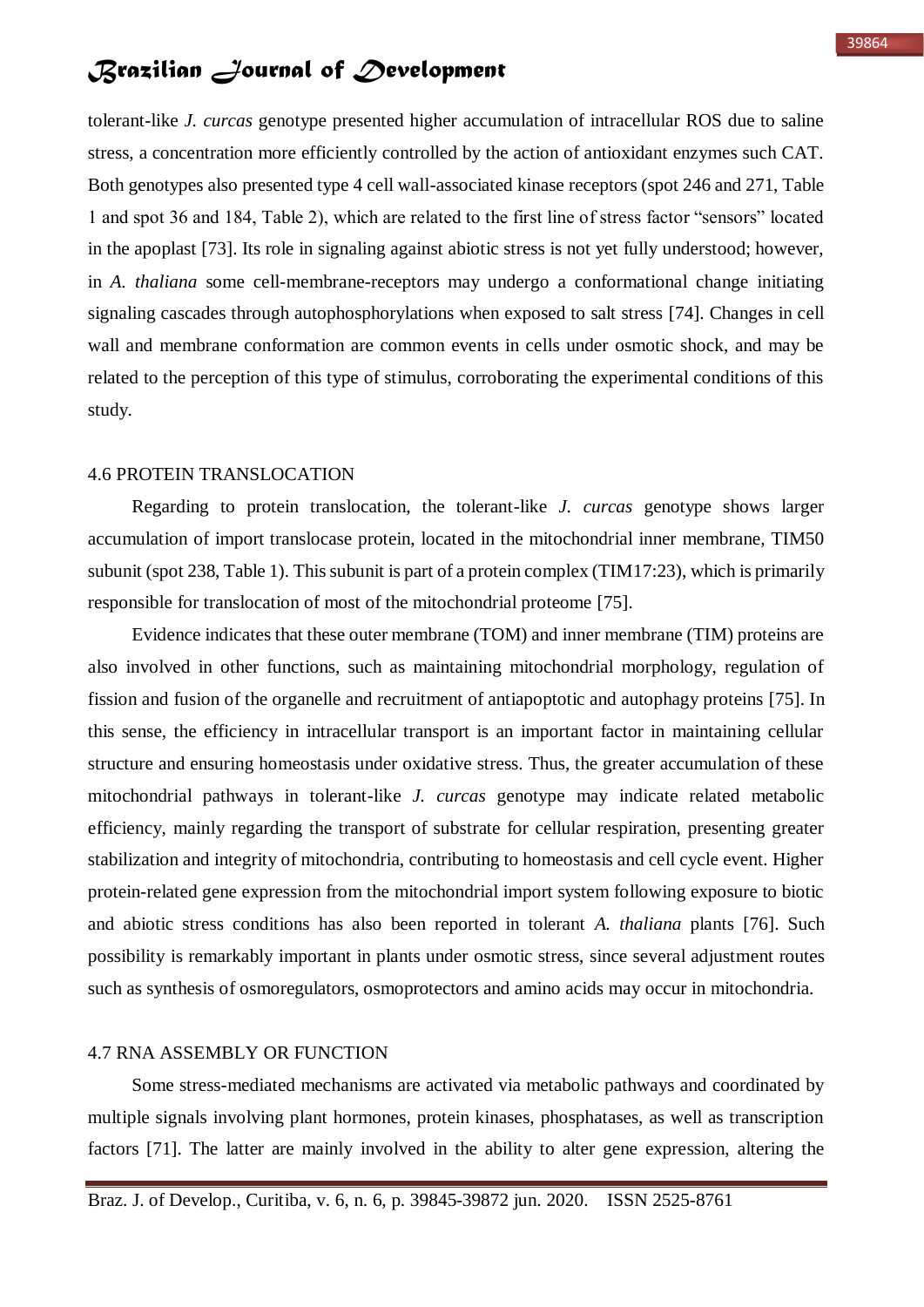tolerant-like *J. curcas* genotype presented higher accumulation of intracellular ROS due to saline stress, a concentration more efficiently controlled by the action of antioxidant enzymes such CAT. Both genotypes also presented type 4 cell wall-associated kinase receptors (spot 246 and 271, Table 1 and spot 36 and 184, Table 2), which are related to the first line of stress factor "sensors" located in the apoplast [73]. Its role in signaling against abiotic stress is not yet fully understood; however, in *A. thaliana* some cell-membrane-receptors may undergo a conformational change initiating signaling cascades through autophosphorylations when exposed to salt stress [74]. Changes in cell wall and membrane conformation are common events in cells under osmotic shock, and may be related to the perception of this type of stimulus, corroborating the experimental conditions of this study.

### 4.6 PROTEIN TRANSLOCATION

Regarding to protein translocation, the tolerant-like *J. curcas* genotype shows larger accumulation of import translocase protein, located in the mitochondrial inner membrane, TIM50 subunit (spot 238, Table 1). This subunit is part of a protein complex (TIM17:23), which is primarily responsible for translocation of most of the mitochondrial proteome [75].

Evidence indicates that these outer membrane (TOM) and inner membrane (TIM) proteins are also involved in other functions, such as maintaining mitochondrial morphology, regulation of fission and fusion of the organelle and recruitment of antiapoptotic and autophagy proteins [75]. In this sense, the efficiency in intracellular transport is an important factor in maintaining cellular structure and ensuring homeostasis under oxidative stress. Thus, the greater accumulation of these mitochondrial pathways in tolerant-like *J. curcas* genotype may indicate related metabolic efficiency, mainly regarding the transport of substrate for cellular respiration, presenting greater stabilization and integrity of mitochondria, contributing to homeostasis and cell cycle event. Higher protein-related gene expression from the mitochondrial import system following exposure to biotic and abiotic stress conditions has also been reported in tolerant *A. thaliana* plants [76]. Such possibility is remarkably important in plants under osmotic stress, since several adjustment routes such as synthesis of osmoregulators, osmoprotectors and amino acids may occur in mitochondria.

### 4.7 RNA ASSEMBLY OR FUNCTION

Some stress-mediated mechanisms are activated via metabolic pathways and coordinated by multiple signals involving plant hormones, protein kinases, phosphatases, as well as transcription factors [71]. The latter are mainly involved in the ability to alter gene expression, altering the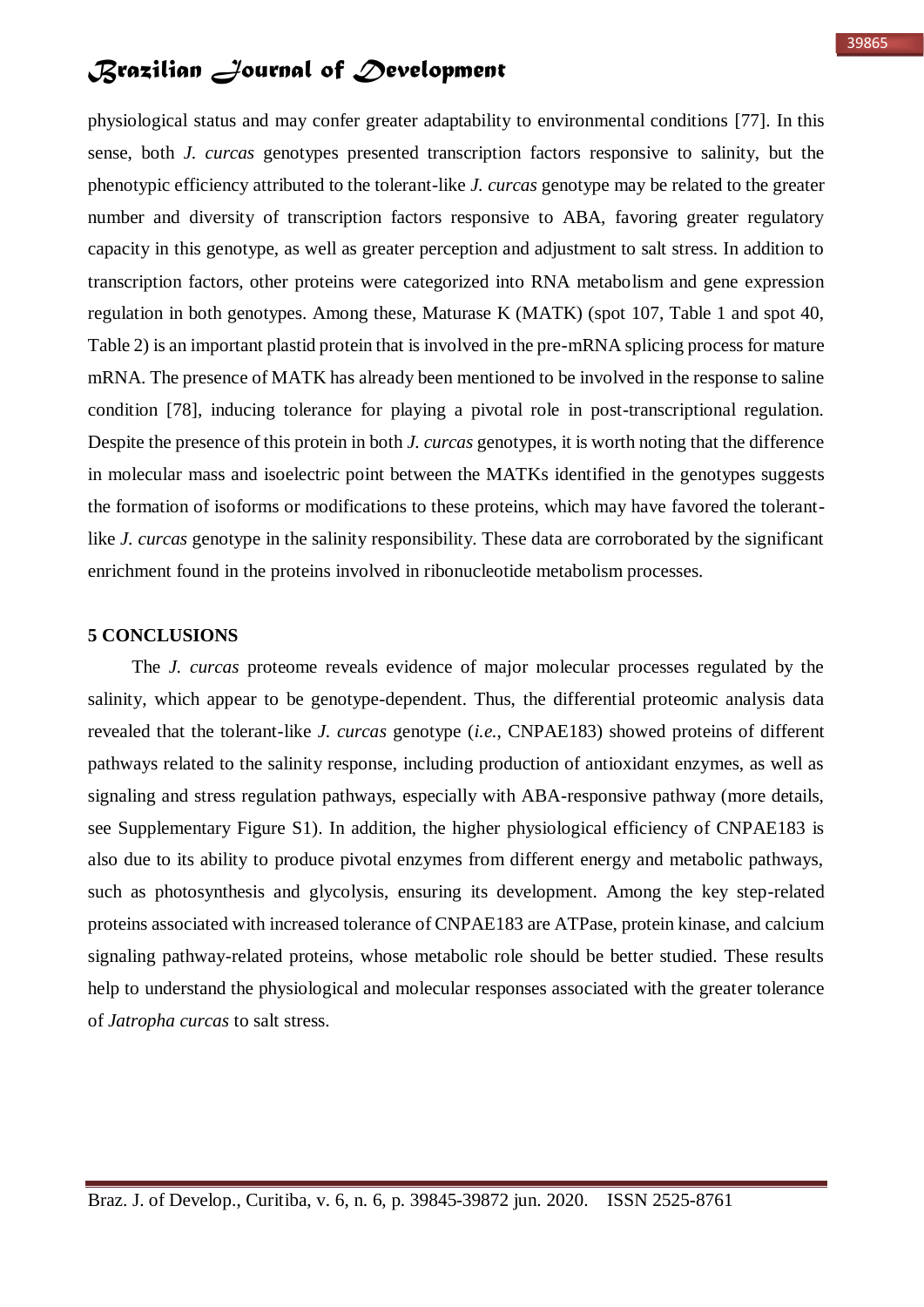physiological status and may confer greater adaptability to environmental conditions [77]. In this sense, both *J. curcas* genotypes presented transcription factors responsive to salinity, but the phenotypic efficiency attributed to the tolerant-like *J. curcas* genotype may be related to the greater number and diversity of transcription factors responsive to ABA, favoring greater regulatory capacity in this genotype, as well as greater perception and adjustment to salt stress. In addition to transcription factors, other proteins were categorized into RNA metabolism and gene expression regulation in both genotypes. Among these, Maturase K (MATK) (spot 107, Table 1 and spot 40, Table 2) is an important plastid protein that is involved in the pre-mRNA splicing process for mature mRNA. The presence of MATK has already been mentioned to be involved in the response to saline condition [78], inducing tolerance for playing a pivotal role in post-transcriptional regulation. Despite the presence of this protein in both *J. curcas* genotypes, it is worth noting that the difference in molecular mass and isoelectric point between the MATKs identified in the genotypes suggests the formation of isoforms or modifications to these proteins, which may have favored the tolerant-like *J. curcas* genotype in the salinity responsibility. These data are corroborated by the significant enrichment found in the proteins involved in ribonucleotide metabolism processes.

## 5 CONCLUSIONS

The *J. curcas* proteome reveals evidence of major molecular processes regulated by the salinity, which appear to be genotype-dependent. Thus, the differential proteomic analysis data revealed that the tolerant-like *J. curcas* genotype (*i.e.*, CNPAE183) showed proteins of different pathways related to the salinity response, including production of antioxidant enzymes, as well as signaling and stress regulation pathways, especially with ABA-responsive pathway (more details, see Supplementary Figure S1). In addition, the higher physiological efficiency of CNPAE183 is also due to its ability to produce pivotal enzymes from different energy and metabolic pathways, such as photosynthesis and glycolysis, ensuring its development. Among the key step-related proteins associated with increased tolerance of CNPAE183 are ATPase, protein kinase, and calcium signaling pathway-related proteins, whose metabolic role should be better studied. These results help to understand the physiological and molecular responses associated with the greater tolerance of *Jatropha curcas* to salt stress.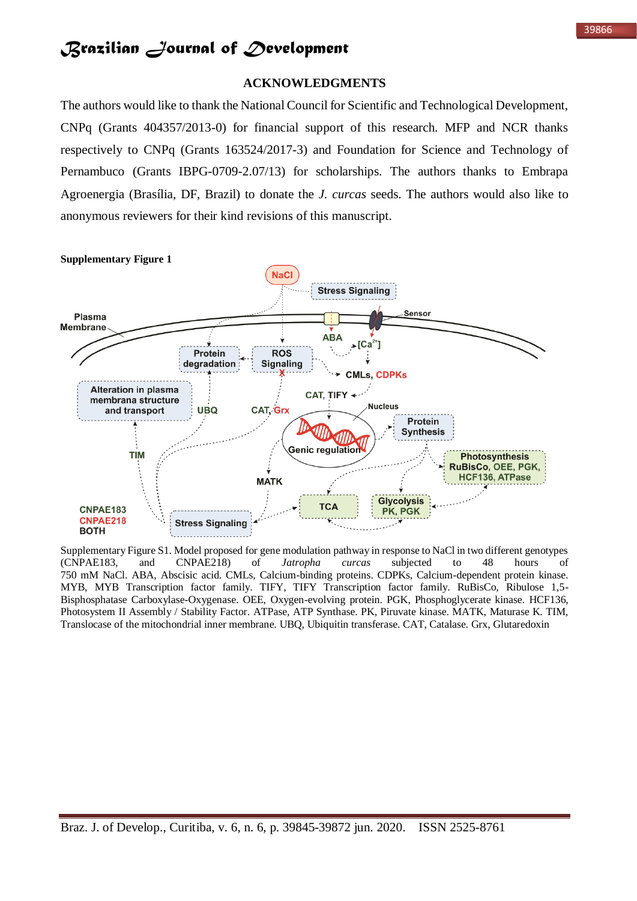## ACKNOWLEDGMENTS

The authors would like to thank the National Council for Scientific and Technological Development, CNPq (Grants 404357/2013-0) for financial support of this research. MFP and NCR thanks respectively to CNPq (Grants 163524/2017-3) and Foundation for Science and Technology of Pernambuco (Grants IBPG-0709-2.07/13) for scholarships. The authors thanks to Embrapa Agroenergia (Brasília, DF, Brazil) to donate the *J. curcas* seeds. The authors would also like to anonymous reviewers for their kind revisions of this manuscript.

**Supplementary Figure 1**

Supplementary Figure S1. Model proposed for gene modulation pathway in response to NaCl in two different genotypes (CNPAE183, and CNPAE218) of *Jatropha curcas* subjected to 48 hours of 750 mM NaCl. ABA, Abscisic acid. CMLs, Calcium-binding proteins. CDPKs, Calcium-dependent protein kinase. MYB, MYB Transcription factor family. TIFY, TIFY Transcription factor family. RuBisCo, Ribulose 1,5-Bisphosphatase Carboxylase-Oxygenase. OEE, Oxygen-evolving protein. PGK, Phosphoglycerate kinase. HCF136, Photosystem II Assembly / Stability Factor. ATPase, ATP Synthase. PK, Piruvate kinase. MATK, Maturase K. TIM, Translocase of the mitochondrial inner membrane. UBQ, Ubiquitin transferase. CAT, Catalase. Grx, Glutaredoxin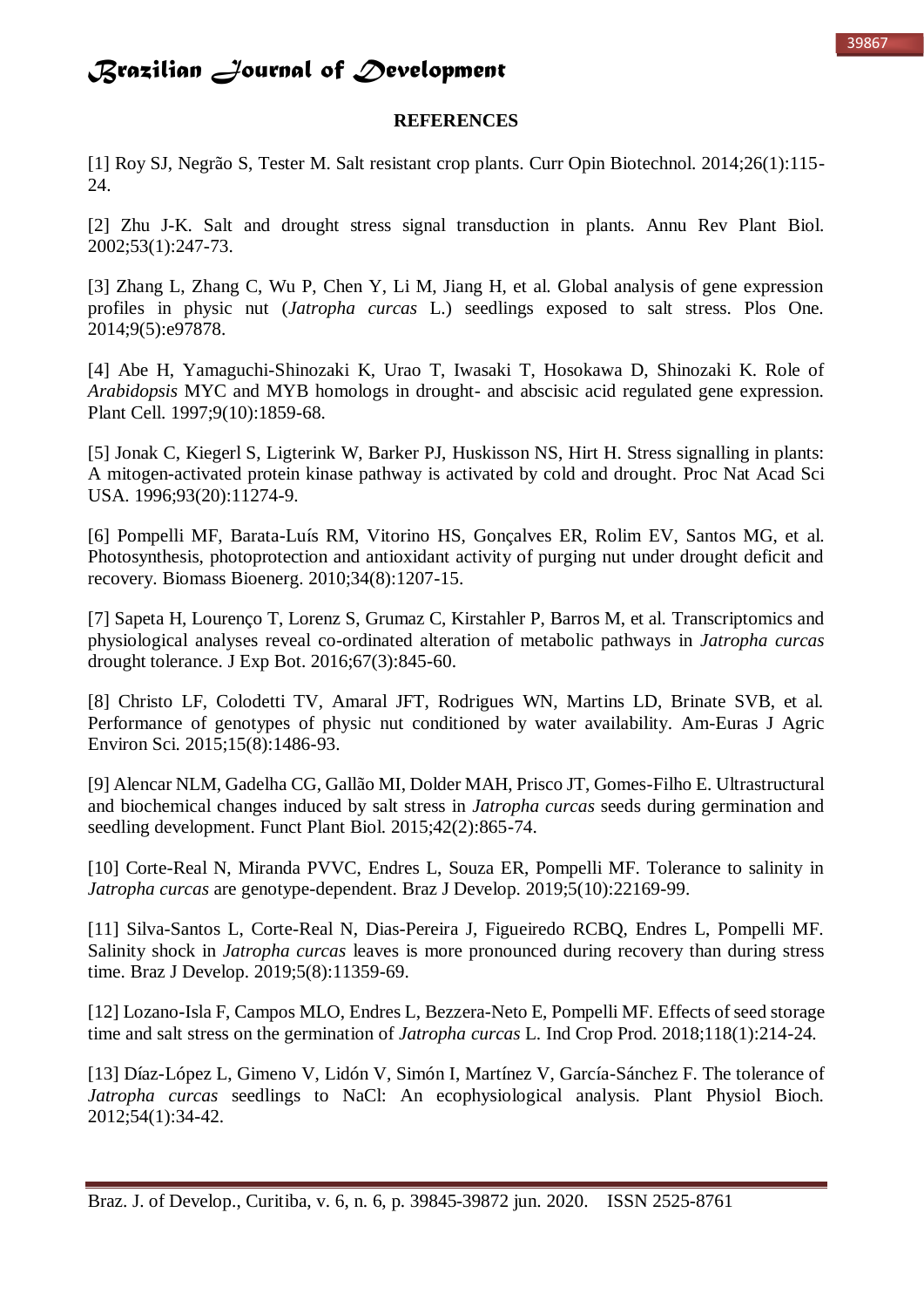**REFERENCES**

[1] Roy SJ, Negrão S, Tester M. Salt resistant crop plants. Curr Opin Biotechnol. 2014;26(1):115-24.

[2] Zhu J-K. Salt and drought stress signal transduction in plants. Annu Rev Plant Biol. 2002;53(1):247-73.

[3] Zhang L, Zhang C, Wu P, Chen Y, Li M, Jiang H, et al. Global analysis of gene expression profiles in physic nut (*Jatropha curcas* L.) seedlings exposed to salt stress. Plos One. 2014;9(5):e97878.

[4] Abe H, Yamaguchi-Shinozaki K, Urao T, Iwasaki T, Hosokawa D, Shinozaki K. Role of *Arabidopsis* MYC and MYB homologs in drought- and abscisic acid regulated gene expression. Plant Cell. 1997;9(10):1859-68.

[5] Jonak C, Kiegerl S, Ligterink W, Barker PJ, Huskisson NS, Hirt H. Stress signalling in plants: A mitogen-activated protein kinase pathway is activated by cold and drought. Proc Nat Acad Sci USA. 1996;93(20):11274-9.

[6] Pompelli MF, Barata-Luís RM, Vitorino HS, Gonçalves ER, Rolim EV, Santos MG, et al. Photosynthesis, photoprotection and antioxidant activity of purging nut under drought deficit and recovery. Biomass Bioenerg. 2010;34(8):1207-15.

[7] Sapeta H, Lourenço T, Lorenz S, Grumaz C, Kirstahler P, Barros M, et al. Transcriptomics and physiological analyses reveal co-ordinated alteration of metabolic pathways in *Jatropha curcas* drought tolerance. J Exp Bot. 2016;67(3):845-60.

[8] Christo LF, Colodetti TV, Amaral JFT, Rodrigues WN, Martins LD, Brinate SVB, et al. Performance of genotypes of physic nut conditioned by water availability. Am-Euras J Agric Environ Sci. 2015;15(8):1486-93.

[9] Alencar NLM, Gadelha CG, Gallão MI, Dolder MAH, Prisco JT, Gomes-Filho E. Ultrastructural and biochemical changes induced by salt stress in *Jatropha curcas* seeds during germination and seedling development. Funct Plant Biol. 2015;42(2):865-74.

[10] Corte-Real N, Miranda PVVC, Endres L, Souza ER, Pompelli MF. Tolerance to salinity in *Jatropha curcas* are genotype-dependent. Braz J Develop. 2019;5(10):22169-99.

[11] Silva-Santos L, Corte-Real N, Dias-Pereira J, Figueiredo RCBQ, Endres L, Pompelli MF. Salinity shock in *Jatropha curcas* leaves is more pronounced during recovery than during stress time. Braz J Develop. 2019;5(8):11359-69.

[12] Lozano-Isla F, Campos MLO, Endres L, Bezzera-Neto E, Pompelli MF. Effects of seed storage time and salt stress on the germination of *Jatropha curcas* L. Ind Crop Prod. 2018;118(1):214-24.

[13] Díaz-López L, Gimeno V, Lidón V, Simón I, Martínez V, García-Sánchez F. The tolerance of *Jatropha curcas* seedlings to NaCl: An ecophysiological analysis. Plant Physiol Bioch. 2012;54(1):34-42.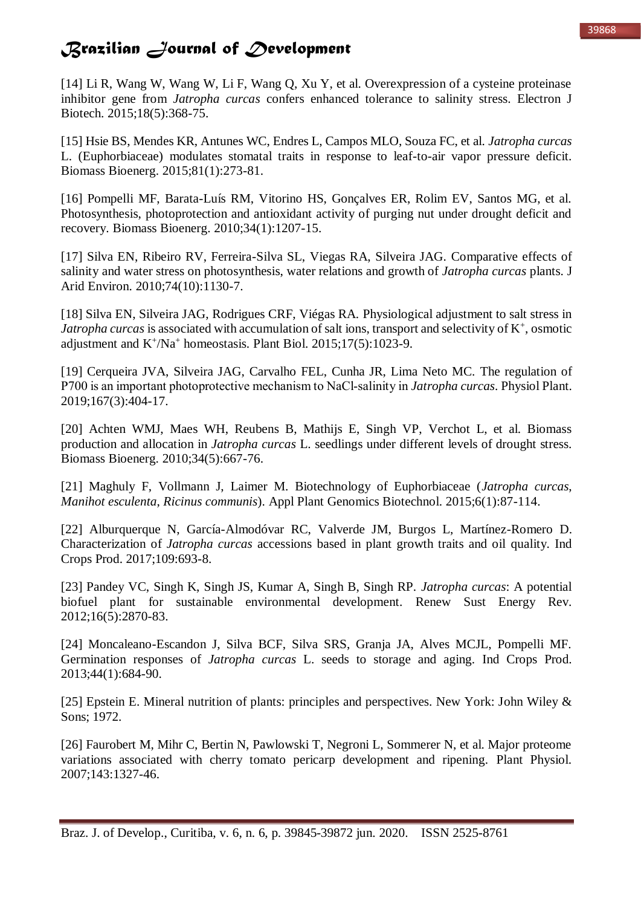[14] Li R, Wang W, Wang W, Li F, Wang Q, Xu Y, et al. Overexpression of a cysteine proteinase inhibitor gene from *Jatropha curcas* confers enhanced tolerance to salinity stress. Electron J Biotech. 2015;18(5):368-75.

[15] Hsie BS, Mendes KR, Antunes WC, Endres L, Campos MLO, Souza FC, et al. *Jatropha curcas* L. (Euphorbiaceae) modulates stomatal traits in response to leaf-to-air vapor pressure deficit. Biomass Bioenerg. 2015;81(1):273-81.

[16] Pompelli MF, Barata-Luís RM, Vitorino HS, Gonçalves ER, Rolim EV, Santos MG, et al. Photosynthesis, photoprotection and antioxidant activity of purging nut under drought deficit and recovery. Biomass Bioenerg. 2010;34(1):1207-15.

[17] Silva EN, Ribeiro RV, Ferreira-Silva SL, Viegas RA, Silveira JAG. Comparative effects of salinity and water stress on photosynthesis, water relations and growth of *Jatropha curcas* plants. J Arid Environ. 2010;74(10):1130-7.

[18] Silva EN, Silveira JAG, Rodrigues CRF, Viégas RA. Physiological adjustment to salt stress in *Jatropha curcas* is associated with accumulation of salt ions, transport and selectivity of $K^+$, osmotic adjustment and $K^+/Na^+$ homeostasis. Plant Biol. 2015;17(5):1023-9.

[19] Cerqueira JVA, Silveira JAG, Carvalho FEL, Cunha JR, Lima Neto MC. The regulation of P700 is an important photoprotective mechanism to NaCl-salinity in *Jatropha curcas*. Physiol Plant. 2019;167(3):404-17.

[20] Achten WMJ, Maes WH, Reubens B, Mathijs E, Singh VP, Verchot L, et al. Biomass production and allocation in *Jatropha curcas* L. seedlings under different levels of drought stress. Biomass Bioenerg. 2010;34(5):667-76.

[21] Maghuly F, Vollmann J, Laimer M. Biotechnology of Euphorbiaceae (*Jatropha curcas*, *Manihot esculenta*, *Ricinus communis*). Appl Plant Genomics Biotechnol. 2015;6(1):87-114.

[22] Alburquerque N, García-Almodóvar RC, Valverde JM, Burgos L, Martínez-Romero D. Characterization of *Jatropha curcas* accessions based in plant growth traits and oil quality. Ind Crops Prod. 2017;109:693-8.

[23] Pandey VC, Singh K, Singh JS, Kumar A, Singh B, Singh RP. *Jatropha curcas*: A potential biofuel plant for sustainable environmental development. Renew Sust Energy Rev. 2012;16(5):2870-83.

[24] Moncaleano-Escandon J, Silva BCF, Silva SRS, Granja JA, Alves MCJL, Pompelli MF. Germination responses of *Jatropha curcas* L. seeds to storage and aging. Ind Crops Prod. 2013;44(1):684-90.

[25] Epstein E. Mineral nutrition of plants: principles and perspectives. New York: John Wiley & Sons; 1972.

[26] Faurobert M, Mihr C, Bertin N, Pawlowski T, Negroni L, Sommerer N, et al. Major proteome variations associated with cherry tomato pericarp development and ripening. Plant Physiol. 2007;143:1327-46.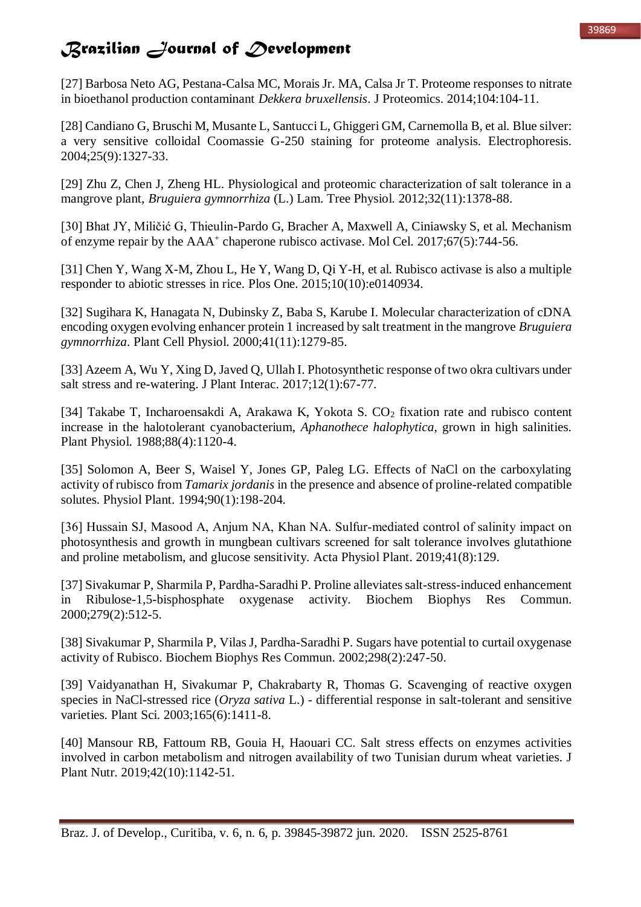[27] Barbosa Neto AG, Pestana-Calsa MC, Morais Jr. MA, Calsa Jr T. Proteome responses to nitrate in bioethanol production contaminant *Dekkera bruxellensis*. J Proteomics. 2014;104:104-11.

[28] Candiano G, Bruschi M, Musante L, Santucci L, Ghiggeri GM, Carnemolla B, et al. Blue silver: a very sensitive colloidal Coomassie G-250 staining for proteome analysis. Electrophoresis. 2004;25(9):1327-33.

[29] Zhu Z, Chen J, Zheng HL. Physiological and proteomic characterization of salt tolerance in a mangrove plant, *Bruguiera gymnorrhiza* (L.) Lam. Tree Physiol. 2012;32(11):1378-88.

[30] Bhat JY, Miličić G, Thieulin-Pardo G, Bracher A, Maxwell A, Ciniawsky S, et al. Mechanism of enzyme repair by the $AAA^+$ chaperone rubisco activase. Mol Cel. 2017;67(5):744-56.

[31] Chen Y, Wang X-M, Zhou L, He Y, Wang D, Qi Y-H, et al. Rubisco activase is also a multiple responder to abiotic stresses in rice. Plos One. 2015;10(10):e0140934.

[32] Sugihara K, Hanagata N, Dubinsky Z, Baba S, Karube I. Molecular characterization of cDNA encoding oxygen evolving enhancer protein 1 increased by salt treatment in the mangrove *Bruguiera gymnorrhiza*. Plant Cell Physiol. 2000;41(11):1279-85.

[33] Azeem A, Wu Y, Xing D, Javed Q, Ullah I. Photosynthetic response of two okra cultivars under salt stress and re-watering. J Plant Interac. 2017;12(1):67-77.

[34] Takabe T, Incharoensakdi A, Arakawa K, Yokota S. $CO_2$ fixation rate and rubisco content increase in the halotolerant cyanobacterium, *Aphanothece halophytica*, grown in high salinities. Plant Physiol. 1988;88(4):1120-4.

[35] Solomon A, Beer S, Waisel Y, Jones GP, Paleg LG. Effects of NaCl on the carboxylating activity of rubisco from *Tamarix jordanis* in the presence and absence of proline-related compatible solutes. Physiol Plant. 1994;90(1):198-204.

[36] Hussain SJ, Masood A, Anjum NA, Khan NA. Sulfur-mediated control of salinity impact on photosynthesis and growth in mungbean cultivars screened for salt tolerance involves glutathione and proline metabolism, and glucose sensitivity. Acta Physiol Plant. 2019;41(8):129.

[37] Sivakumar P, Sharmila P, Pardha-Saradhi P. Proline alleviates salt-stress-induced enhancement in Ribulose-1,5-bisphosphate oxygenase activity. Biochem Biophys Res Commun. 2000;279(2):512-5.

[38] Sivakumar P, Sharmila P, Vilas J, Pardha-Saradhi P. Sugars have potential to curtail oxygenase activity of Rubisco. Biochem Biophys Res Commun. 2002;298(2):247-50.

[39] Vaidyanathan H, Sivakumar P, Chakrabarty R, Thomas G. Scavenging of reactive oxygen species in NaCl-stressed rice (*Oryza sativa* L.) - differential response in salt-tolerant and sensitive varieties. Plant Sci. 2003;165(6):1411-8.

[40] Mansour RB, Fattoum RB, Gouia H, Haouari CC. Salt stress effects on enzymes activities involved in carbon metabolism and nitrogen availability of two Tunisian durum wheat varieties. J Plant Nutr. 2019;42(10):1142-51.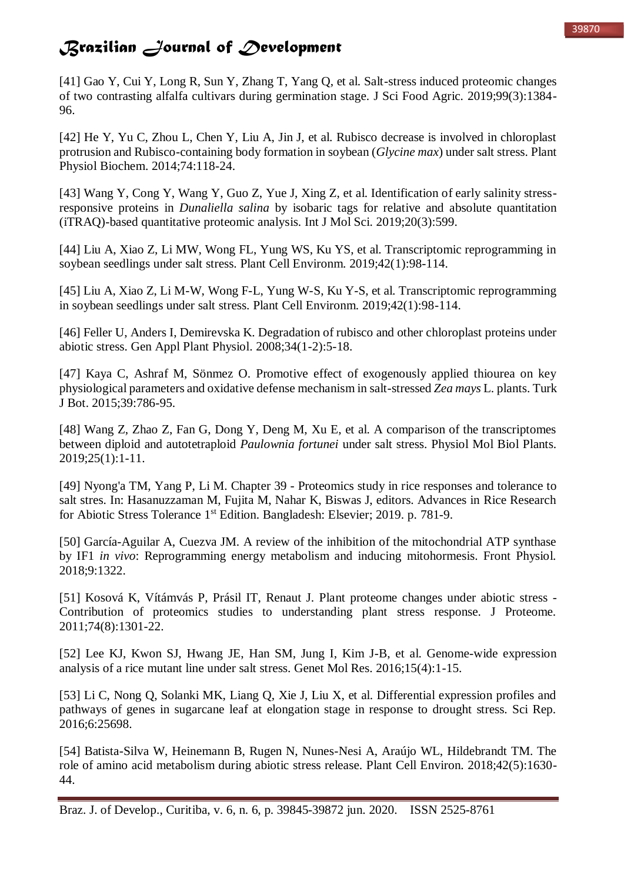[41] Gao Y, Cui Y, Long R, Sun Y, Zhang T, Yang Q, et al. Salt-stress induced proteomic changes of two contrasting alfalfa cultivars during germination stage. J Sci Food Agric. 2019;99(3):1384-96.

[42] He Y, Yu C, Zhou L, Chen Y, Liu A, Jin J, et al. Rubisco decrease is involved in chloroplast protrusion and Rubisco-containing body formation in soybean (*Glycine max*) under salt stress. Plant Physiol Biochem. 2014;74:118-24.

[43] Wang Y, Cong Y, Wang Y, Guo Z, Yue J, Xing Z, et al. Identification of early salinity stress-responsive proteins in *Dunaliella salina* by isobaric tags for relative and absolute quantitation (iTRAQ)-based quantitative proteomic analysis. Int J Mol Sci. 2019;20(3):599.

[44] Liu A, Xiao Z, Li MW, Wong FL, Yung WS, Ku YS, et al. Transcriptomic reprogramming in soybean seedlings under salt stress. Plant Cell Environm. 2019;42(1):98-114.

[45] Liu A, Xiao Z, Li M-W, Wong F-L, Yung W-S, Ku Y-S, et al. Transcriptomic reprogramming in soybean seedlings under salt stress. Plant Cell Environm. 2019;42(1):98-114.

[46] Feller U, Anders I, Demirevska K. Degradation of rubisco and other chloroplast proteins under abiotic stress. Gen Appl Plant Physiol. 2008;34(1-2):5-18.

[47] Kaya C, Ashraf M, Sönmez O. Promotive effect of exogenously applied thiourea on key physiological parameters and oxidative defense mechanism in salt-stressed *Zea mays* L. plants. Turk J Bot. 2015;39:786-95.

[48] Wang Z, Zhao Z, Fan G, Dong Y, Deng M, Xu E, et al. A comparison of the transcriptomes between diploid and autotetraploid *Paulownia fortunei* under salt stress. Physiol Mol Biol Plants. 2019;25(1):1-11.

[49] Nyong'a TM, Yang P, Li M. Chapter 39 - Proteomics study in rice responses and tolerance to salt stres. In: Hasanuzzaman M, Fujita M, Nahar K, Biswas J, editors. Advances in Rice Research for Abiotic Stress Tolerance 1st Edition. Bangladesh: Elsevier; 2019. p. 781-9.

[50] García-Aguilar A, Cuezva JM. A review of the inhibition of the mitochondrial ATP synthase by IF1 *in vivo*: Reprogramming energy metabolism and inducing mitohormesis. Front Physiol. 2018;9:1322.

[51] Kosová K, Vítámvás P, Prásil IT, Renaut J. Plant proteome changes under abiotic stress - Contribution of proteomics studies to understanding plant stress response. J Proteome. 2011;74(8):1301-22.

[52] Lee KJ, Kwon SJ, Hwang JE, Han SM, Jung I, Kim J-B, et al. Genome-wide expression analysis of a rice mutant line under salt stress. Genet Mol Res. 2016;15(4):1-15.

[53] Li C, Nong Q, Solanki MK, Liang Q, Xie J, Liu X, et al. Differential expression profiles and pathways of genes in sugarcane leaf at elongation stage in response to drought stress. Sci Rep. 2016;6:25698.

[54] Batista-Silva W, Heinemann B, Rugen N, Nunes-Nesi A, Araújo WL, Hildebrandt TM. The role of amino acid metabolism during abiotic stress release. Plant Cell Environ. 2018;42(5):1630-44.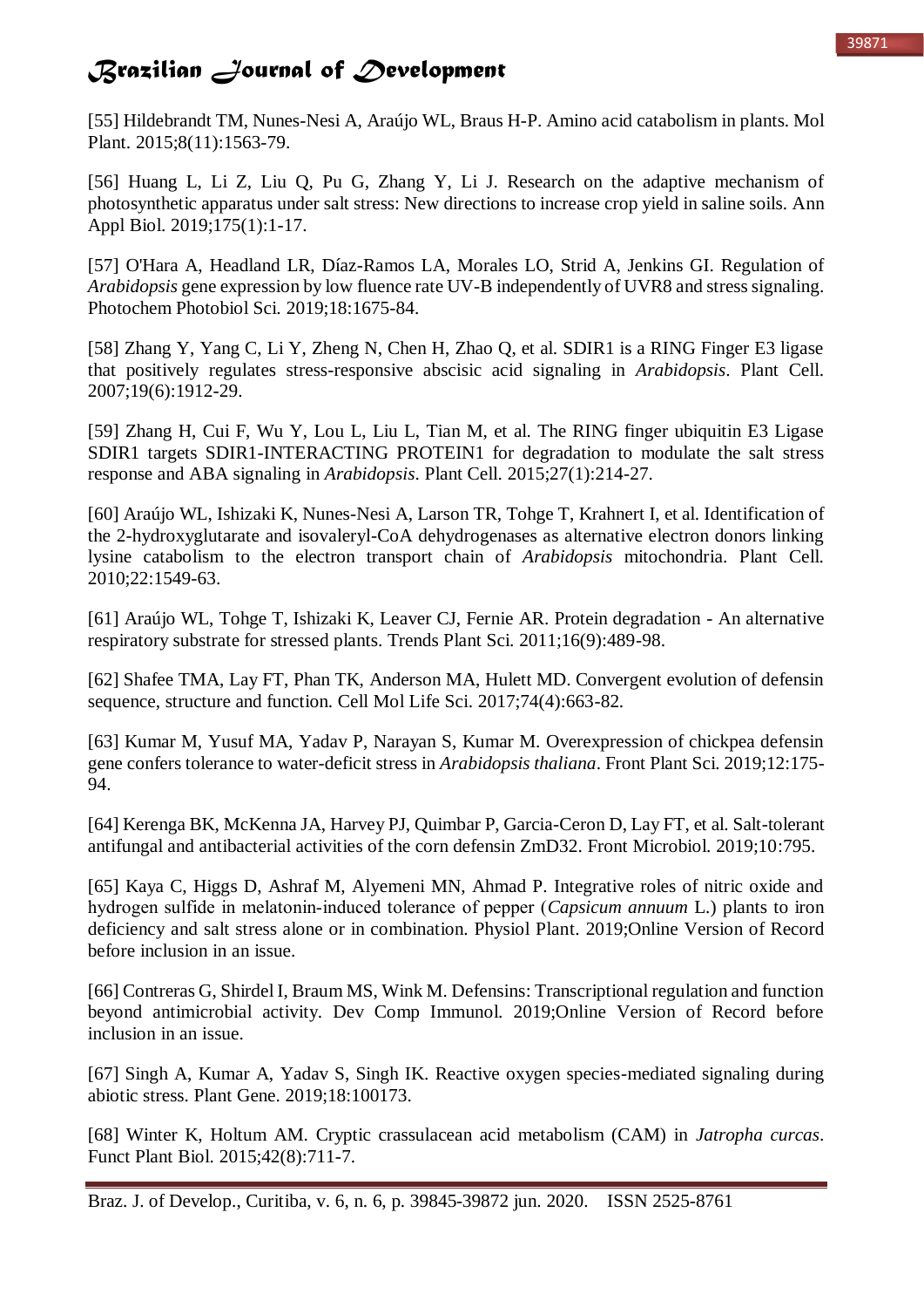[55] Hildebrandt TM, Nunes-Nesi A, Araújo WL, Braus H-P. Amino acid catabolism in plants. Mol Plant. 2015;8(11):1563-79.

[56] Huang L, Li Z, Liu Q, Pu G, Zhang Y, Li J. Research on the adaptive mechanism of photosynthetic apparatus under salt stress: New directions to increase crop yield in saline soils. Ann Appl Biol. 2019;175(1):1-17.

[57] O'Hara A, Headland LR, Díaz-Ramos LA, Morales LO, Strid A, Jenkins GI. Regulation of *Arabidopsis* gene expression by low fluence rate UV-B independently of UVR8 and stress signaling. Photochem Photobiol Sci. 2019;18:1675-84.

[58] Zhang Y, Yang C, Li Y, Zheng N, Chen H, Zhao Q, et al. SDIR1 is a RING Finger E3 ligase that positively regulates stress-responsive abscisic acid signaling in *Arabidopsis*. Plant Cell. 2007;19(6):1912-29.

[59] Zhang H, Cui F, Wu Y, Lou L, Liu L, Tian M, et al. The RING finger ubiquitin E3 Ligase SDIR1 targets SDIR1-INTERACTING PROTEIN1 for degradation to modulate the salt stress response and ABA signaling in *Arabidopsis*. Plant Cell. 2015;27(1):214-27.

[60] Araújo WL, Ishizaki K, Nunes-Nesi A, Larson TR, Tohge T, Krahnert I, et al. Identification of the 2-hydroxyglutarate and isovaleryl-CoA dehydrogenases as alternative electron donors linking lysine catabolism to the electron transport chain of *Arabidopsis* mitochondria. Plant Cell. 2010;22:1549-63.

[61] Araújo WL, Tohge T, Ishizaki K, Leaver CJ, Fernie AR. Protein degradation - An alternative respiratory substrate for stressed plants. Trends Plant Sci. 2011;16(9):489-98.

[62] Shafee TMA, Lay FT, Phan TK, Anderson MA, Hulett MD. Convergent evolution of defensin sequence, structure and function. Cell Mol Life Sci. 2017;74(4):663-82.

[63] Kumar M, Yusuf MA, Yadav P, Narayan S, Kumar M. Overexpression of chickpea defensin gene confers tolerance to water-deficit stress in *Arabidopsis thaliana*. Front Plant Sci. 2019;12:175-94.

[64] Kerenga BK, McKenna JA, Harvey PJ, Quimbar P, Garcia-Ceron D, Lay FT, et al. Salt-tolerant antifungal and antibacterial activities of the corn defensin ZmD32. Front Microbiol. 2019;10:795.

[65] Kaya C, Higgs D, Ashraf M, Alyemeni MN, Ahmad P. Integrative roles of nitric oxide and hydrogen sulfide in melatonin-induced tolerance of pepper (*Capsicum annuum* L.) plants to iron deficiency and salt stress alone or in combination. Physiol Plant. 2019;Online Version of Record before inclusion in an issue.

[66] Contreras G, Shirdel I, Braum MS, Wink M. Defensins: Transcriptional regulation and function beyond antimicrobial activity. Dev Comp Immunol. 2019;Online Version of Record before inclusion in an issue.

[67] Singh A, Kumar A, Yadav S, Singh IK. Reactive oxygen species-mediated signaling during abiotic stress. Plant Gene. 2019;18:100173.

[68] Winter K, Holtum AM. Cryptic crassulacean acid metabolism (CAM) in *Jatropha curcas*. Funct Plant Biol. 2015;42(8):711-7.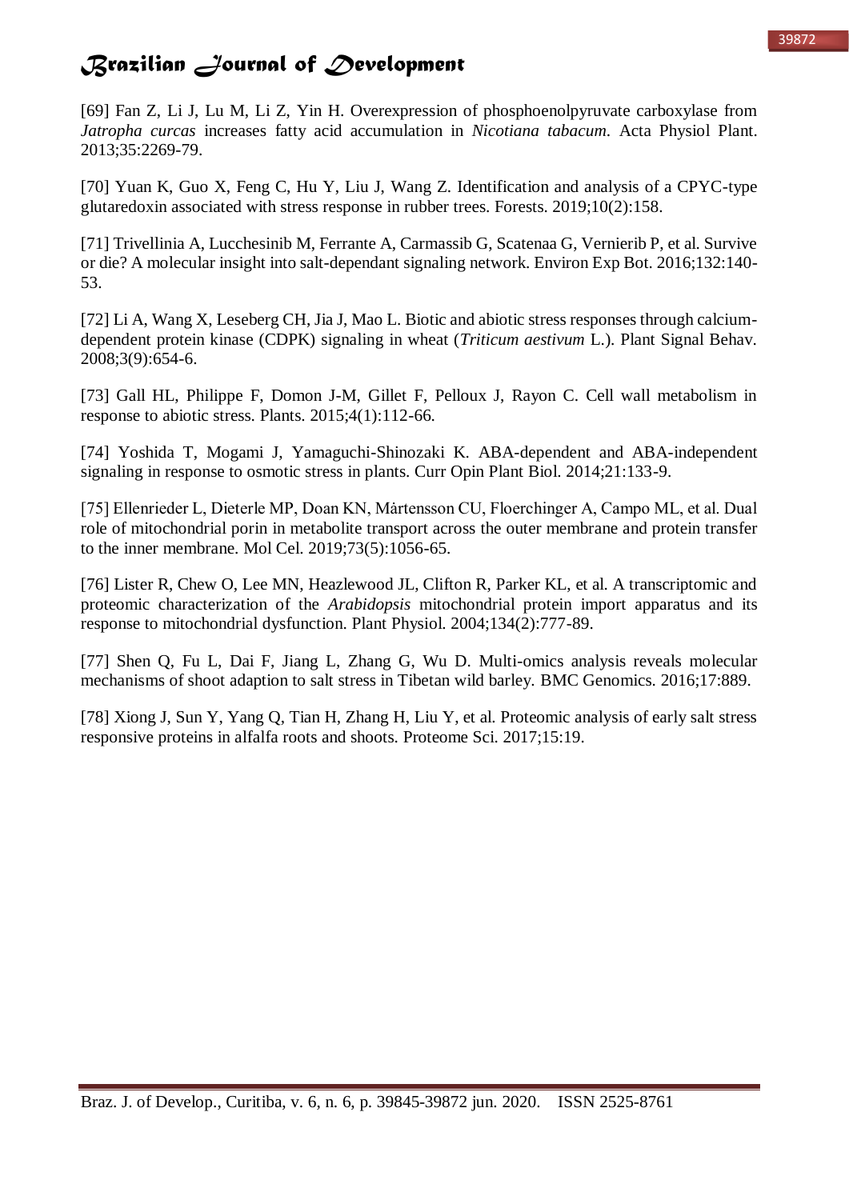[69] Fan Z, Li J, Lu M, Li Z, Yin H. Overexpression of phosphoenolpyruvate carboxylase from *Jatropha curcas* increases fatty acid accumulation in *Nicotiana tabacum*. Acta Physiol Plant. 2013;35:2269-79.

[70] Yuan K, Guo X, Feng C, Hu Y, Liu J, Wang Z. Identification and analysis of a CPYC-type glutaredoxin associated with stress response in rubber trees. Forests. 2019;10(2):158.

[71] Trivellinia A, Lucchesinib M, Ferrante A, Carmassib G, Scatenaa G, Vernierib P, et al. Survive or die? A molecular insight into salt-dependant signaling network. Environ Exp Bot. 2016;132:140-53.

[72] Li A, Wang X, Leseberg CH, Jia J, Mao L. Biotic and abiotic stress responses through calcium-dependent protein kinase (CDPK) signaling in wheat (*Triticum aestivum* L.). Plant Signal Behav. 2008;3(9):654-6.

[73] Gall HL, Philippe F, Domon J-M, Gillet F, Pelloux J, Rayon C. Cell wall metabolism in response to abiotic stress. Plants. 2015;4(1):112-66.

[74] Yoshida T, Mogami J, Yamaguchi-Shinozaki K. ABA-dependent and ABA-independent signaling in response to osmotic stress in plants. Curr Opin Plant Biol. 2014;21:133-9.

[75] Ellenrieder L, Dieterle MP, Doan KN, Mårtensson CU, Floerchinger A, Campo ML, et al. Dual role of mitochondrial porin in metabolite transport across the outer membrane and protein transfer to the inner membrane. Mol Cel. 2019;73(5):1056-65.

[76] Lister R, Chew O, Lee MN, Heazlewood JL, Clifton R, Parker KL, et al. A transcriptomic and proteomic characterization of the *Arabidopsis* mitochondrial protein import apparatus and its response to mitochondrial dysfunction. Plant Physiol. 2004;134(2):777-89.

[77] Shen Q, Fu L, Dai F, Jiang L, Zhang G, Wu D. Multi-omics analysis reveals molecular mechanisms of shoot adaption to salt stress in Tibetan wild barley. BMC Genomics. 2016;17:889.

[78] Xiong J, Sun Y, Yang Q, Tian H, Zhang H, Liu Y, et al. Proteomic analysis of early salt stress responsive proteins in alfalfa roots and shoots. Proteome Sci. 2017;15:19.